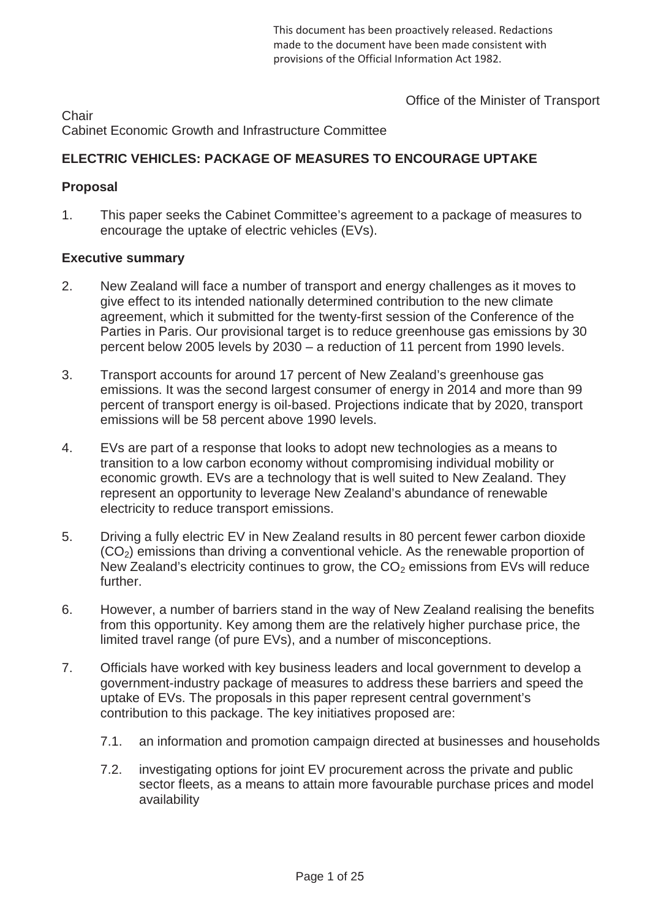This document has been proactively released. Redactions made to the document have been made consistent with provisions of the Official Information Act 1982.

Office of the Minister of Transport

Chair
Cabinet Economic Growth and Infrastructure Committee

## ELECTRIC VEHICLES: PACKAGE OF MEASURES TO ENCOURAGE UPTAKE

### Proposal

1. This paper seeks the Cabinet Committee's agreement to a package of measures to encourage the uptake of electric vehicles (EVs).

### Executive summary

2. New Zealand will face a number of transport and energy challenges as it moves to give effect to its intended nationally determined contribution to the new climate agreement, which it submitted for the twenty-first session of the Conference of the Parties in Paris. Our provisional target is to reduce greenhouse gas emissions by 30 percent below 2005 levels by 2030 – a reduction of 11 percent from 1990 levels.

3. Transport accounts for around 17 percent of New Zealand's greenhouse gas emissions. It was the second largest consumer of energy in 2014 and more than 99 percent of transport energy is oil-based. Projections indicate that by 2020, transport emissions will be 58 percent above 1990 levels.

4. EVs are part of a response that looks to adopt new technologies as a means to transition to a low carbon economy without compromising individual mobility or economic growth. EVs are a technology that is well suited to New Zealand. They represent an opportunity to leverage New Zealand's abundance of renewable electricity to reduce transport emissions.

5. Driving a fully electric EV in New Zealand results in 80 percent fewer carbon dioxide ($CO_2$) emissions than driving a conventional vehicle. As the renewable proportion of New Zealand's electricity continues to grow, the $CO_2$ emissions from EVs will reduce further.

6. However, a number of barriers stand in the way of New Zealand realising the benefits from this opportunity. Key among them are the relatively higher purchase price, the limited travel range (of pure EVs), and a number of misconceptions.

7. Officials have worked with key business leaders and local government to develop a government-industry package of measures to address these barriers and speed the uptake of EVs. The proposals in this paper represent central government's contribution to this package. The key initiatives proposed are:

   7.1. an information and promotion campaign directed at businesses and households

   7.2. investigating options for joint EV procurement across the private and public sector fleets, as a means to attain more favourable purchase prices and model availability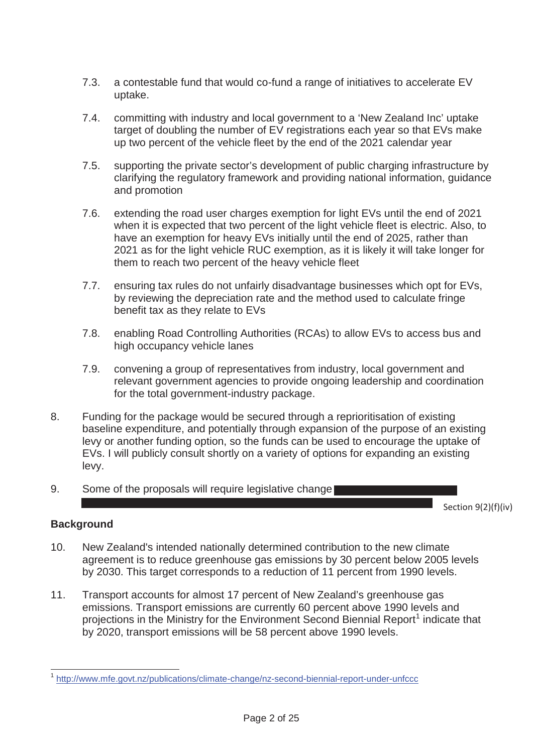7.3. a contestable fund that would co-fund a range of initiatives to accelerate EV uptake.

7.4. committing with industry and local government to a 'New Zealand Inc' uptake target of doubling the number of EV registrations each year so that EVs make up two percent of the vehicle fleet by the end of the 2021 calendar year

7.5. supporting the private sector's development of public charging infrastructure by clarifying the regulatory framework and providing national information, guidance and promotion

7.6. extending the road user charges exemption for light EVs until the end of 2021 when it is expected that two percent of the light vehicle fleet is electric. Also, to have an exemption for heavy EVs initially until the end of 2025, rather than 2021 as for the light vehicle RUC exemption, as it is likely it will take longer for them to reach two percent of the heavy vehicle fleet

7.7. ensuring tax rules do not unfairly disadvantage businesses which opt for EVs, by reviewing the depreciation rate and the method used to calculate fringe benefit tax as they relate to EVs

7.8. enabling Road Controlling Authorities (RCAs) to allow EVs to access bus and high occupancy vehicle lanes

7.9. convening a group of representatives from industry, local government and relevant government agencies to provide ongoing leadership and coordination for the total government-industry package.

8. Funding for the package would be secured through a reprioritisation of existing baseline expenditure, and potentially through expansion of the purpose of an existing levy or another funding option, so the funds can be used to encourage the uptake of EVs. I will publicly consult shortly on a variety of options for expanding an existing levy.

9. Some of the proposals will require legislative change [redacted]

Section 9(2)(f)(iv)

## Background

10. New Zealand's intended nationally determined contribution to the new climate agreement is to reduce greenhouse gas emissions by 30 percent below 2005 levels by 2030. This target corresponds to a reduction of 11 percent from 1990 levels.

11. Transport accounts for almost 17 percent of New Zealand's greenhouse gas emissions. Transport emissions are currently 60 percent above 1990 levels and projections in the Ministry for the Environment Second Biennial Report[1] indicate that by 2020, transport emissions will be 58 percent above 1990 levels.

[1] http://www.mfe.govt.nz/publications/climate-change/nz-second-biennial-report-under-unfccc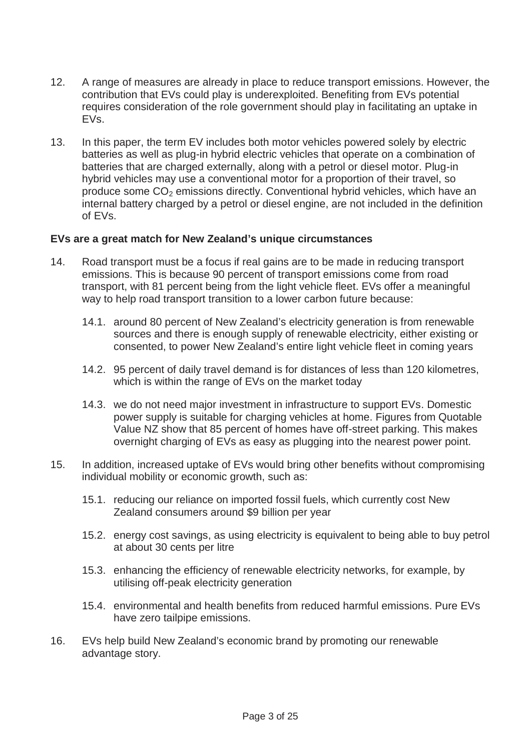12. A range of measures are already in place to reduce transport emissions. However, the contribution that EVs could play is underexploited. Benefiting from EVs potential requires consideration of the role government should play in facilitating an uptake in EVs.

13. In this paper, the term EV includes both motor vehicles powered solely by electric batteries as well as plug-in hybrid electric vehicles that operate on a combination of batteries that are charged externally, along with a petrol or diesel motor. Plug-in hybrid vehicles may use a conventional motor for a proportion of their travel, so produce some $CO_2$ emissions directly. Conventional hybrid vehicles, which have an internal battery charged by a petrol or diesel engine, are not included in the definition of EVs.

**EVs are a great match for New Zealand's unique circumstances**

14. Road transport must be a focus if real gains are to be made in reducing transport emissions. This is because 90 percent of transport emissions come from road transport, with 81 percent being from the light vehicle fleet. EVs offer a meaningful way to help road transport transition to a lower carbon future because:

    14.1. around 80 percent of New Zealand's electricity generation is from renewable sources and there is enough supply of renewable electricity, either existing or consented, to power New Zealand's entire light vehicle fleet in coming years

    14.2. 95 percent of daily travel demand is for distances of less than 120 kilometres, which is within the range of EVs on the market today

    14.3. we do not need major investment in infrastructure to support EVs. Domestic power supply is suitable for charging vehicles at home. Figures from Quotable Value NZ show that 85 percent of homes have off-street parking. This makes overnight charging of EVs as easy as plugging into the nearest power point.

15. In addition, increased uptake of EVs would bring other benefits without compromising individual mobility or economic growth, such as:

    15.1. reducing our reliance on imported fossil fuels, which currently cost New Zealand consumers around $9 billion per year

    15.2. energy cost savings, as using electricity is equivalent to being able to buy petrol at about 30 cents per litre

    15.3. enhancing the efficiency of renewable electricity networks, for example, by utilising off-peak electricity generation

    15.4. environmental and health benefits from reduced harmful emissions. Pure EVs have zero tailpipe emissions.

16. EVs help build New Zealand's economic brand by promoting our renewable advantage story.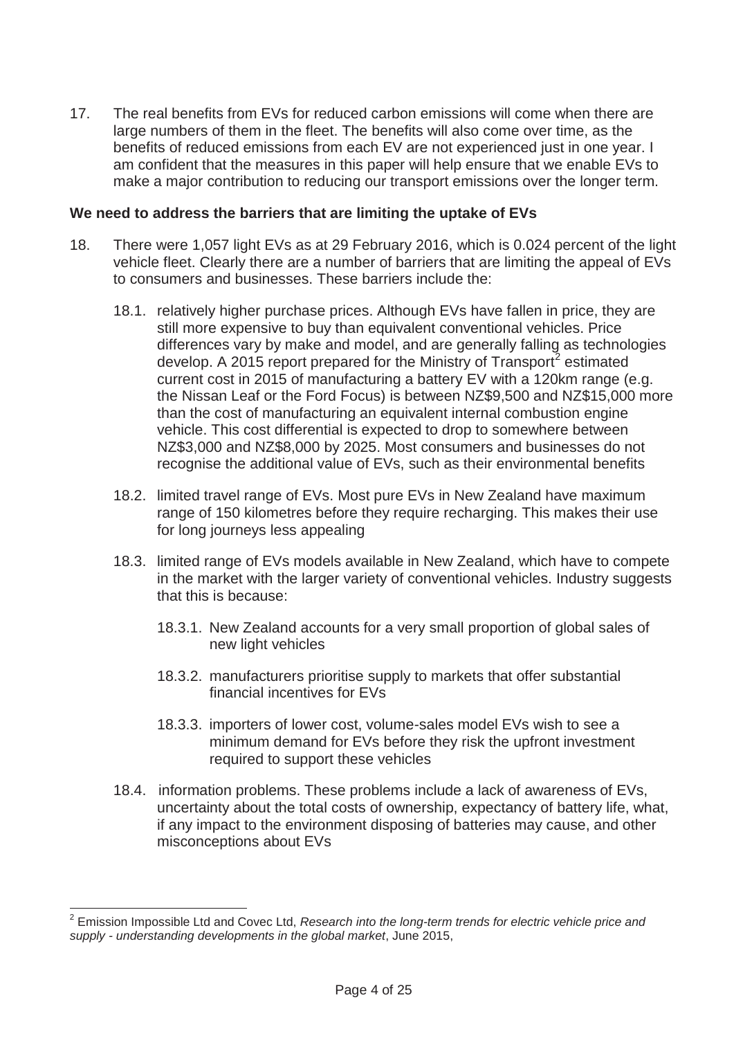17. The real benefits from EVs for reduced carbon emissions will come when there are large numbers of them in the fleet. The benefits will also come over time, as the benefits of reduced emissions from each EV are not experienced just in one year. I am confident that the measures in this paper will help ensure that we enable EVs to make a major contribution to reducing our transport emissions over the longer term.

**We need to address the barriers that are limiting the uptake of EVs**

18. There were 1,057 light EVs as at 29 February 2016, which is 0.024 percent of the light vehicle fleet. Clearly there are a number of barriers that are limiting the appeal of EVs to consumers and businesses. These barriers include the:

    18.1. relatively higher purchase prices. Although EVs have fallen in price, they are still more expensive to buy than equivalent conventional vehicles. Price differences vary by make and model, and are generally falling as technologies develop. A 2015 report prepared for the Ministry of Transport[2] estimated current cost in 2015 of manufacturing a battery EV with a 120km range (e.g. the Nissan Leaf or the Ford Focus) is between NZ$9,500 and NZ$15,000 more than the cost of manufacturing an equivalent internal combustion engine vehicle. This cost differential is expected to drop to somewhere between NZ$3,000 and NZ$8,000 by 2025. Most consumers and businesses do not recognise the additional value of EVs, such as their environmental benefits

    18.2. limited travel range of EVs. Most pure EVs in New Zealand have maximum range of 150 kilometres before they require recharging. This makes their use for long journeys less appealing

    18.3. limited range of EVs models available in New Zealand, which have to compete in the market with the larger variety of conventional vehicles. Industry suggests that this is because:

        18.3.1. New Zealand accounts for a very small proportion of global sales of new light vehicles

        18.3.2. manufacturers prioritise supply to markets that offer substantial financial incentives for EVs

        18.3.3. importers of lower cost, volume-sales model EVs wish to see a minimum demand for EVs before they risk the upfront investment required to support these vehicles

    18.4. information problems. These problems include a lack of awareness of EVs, uncertainty about the total costs of ownership, expectancy of battery life, what, if any impact to the environment disposing of batteries may cause, and other misconceptions about EVs

---

[2] Emission Impossible Ltd and Covec Ltd, *Research into the long-term trends for electric vehicle price and supply - understanding developments in the global market*, June 2015,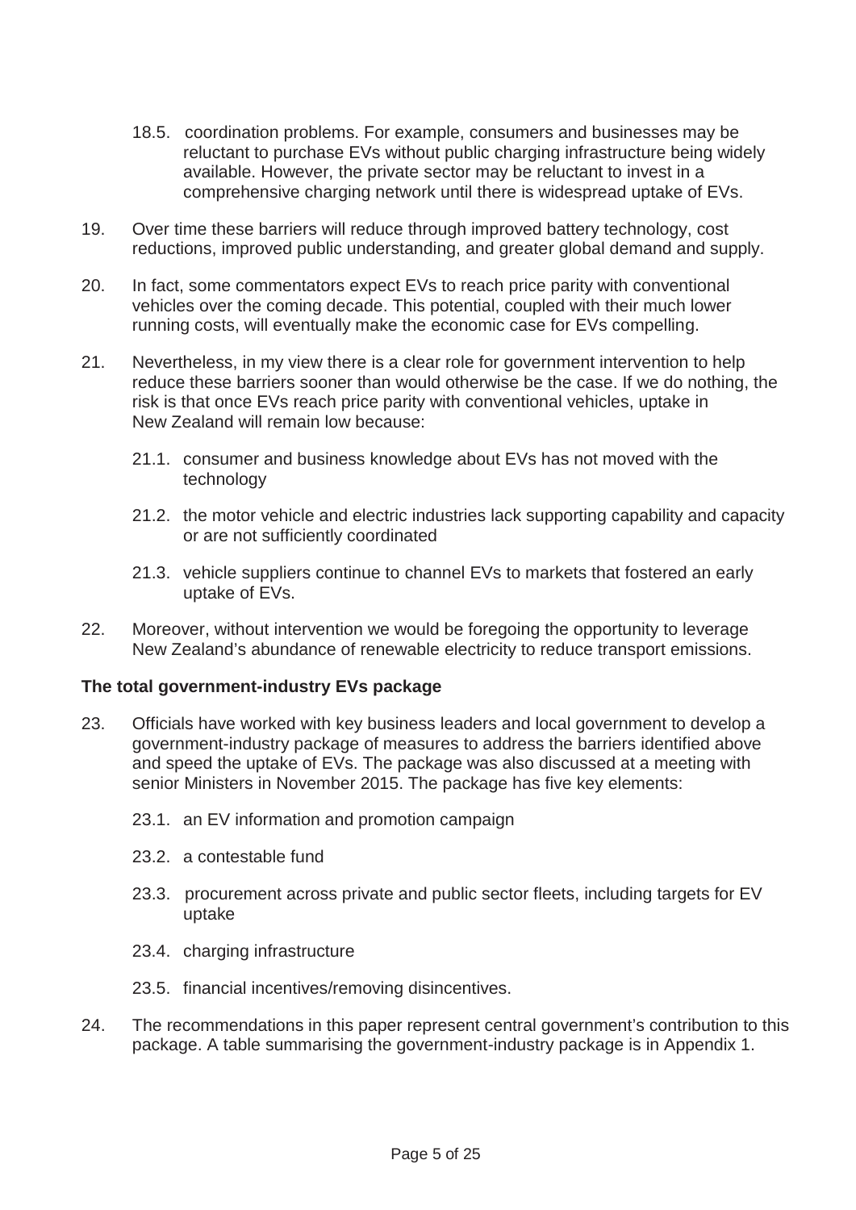18.5. coordination problems. For example, consumers and businesses may be reluctant to purchase EVs without public charging infrastructure being widely available. However, the private sector may be reluctant to invest in a comprehensive charging network until there is widespread uptake of EVs.

19. Over time these barriers will reduce through improved battery technology, cost reductions, improved public understanding, and greater global demand and supply.

20. In fact, some commentators expect EVs to reach price parity with conventional vehicles over the coming decade. This potential, coupled with their much lower running costs, will eventually make the economic case for EVs compelling.

21. Nevertheless, in my view there is a clear role for government intervention to help reduce these barriers sooner than would otherwise be the case. If we do nothing, the risk is that once EVs reach price parity with conventional vehicles, uptake in New Zealand will remain low because:

    21.1. consumer and business knowledge about EVs has not moved with the technology

    21.2. the motor vehicle and electric industries lack supporting capability and capacity or are not sufficiently coordinated

    21.3. vehicle suppliers continue to channel EVs to markets that fostered an early uptake of EVs.

22. Moreover, without intervention we would be foregoing the opportunity to leverage New Zealand's abundance of renewable electricity to reduce transport emissions.

**The total government-industry EVs package**

23. Officials have worked with key business leaders and local government to develop a government-industry package of measures to address the barriers identified above and speed the uptake of EVs. The package was also discussed at a meeting with senior Ministers in November 2015. The package has five key elements:

    23.1. an EV information and promotion campaign

    23.2. a contestable fund

    23.3. procurement across private and public sector fleets, including targets for EV uptake

    23.4. charging infrastructure

    23.5. financial incentives/removing disincentives.

24. The recommendations in this paper represent central government's contribution to this package. A table summarising the government-industry package is in Appendix 1.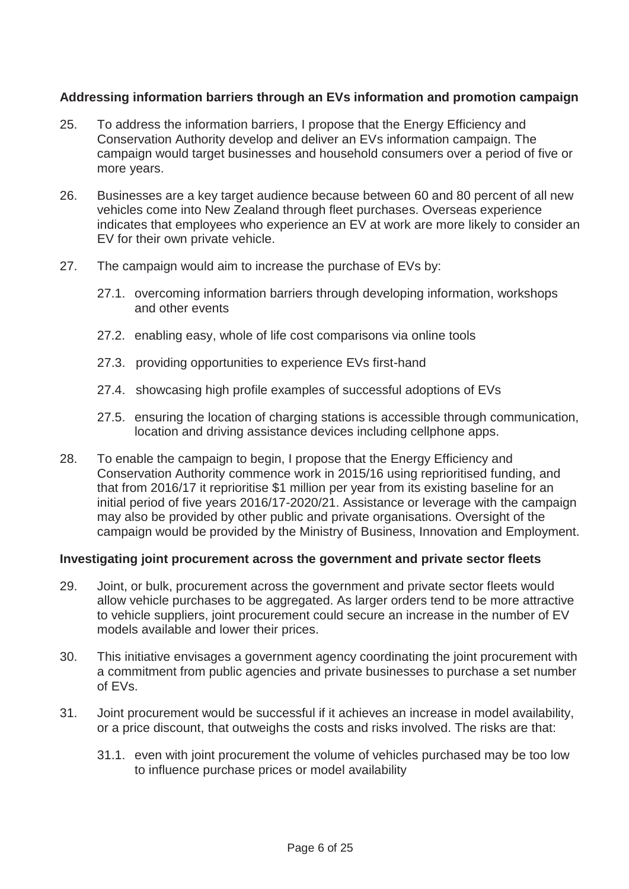**Addressing information barriers through an EVs information and promotion campaign**

25. To address the information barriers, I propose that the Energy Efficiency and Conservation Authority develop and deliver an EVs information campaign. The campaign would target businesses and household consumers over a period of five or more years.

26. Businesses are a key target audience because between 60 and 80 percent of all new vehicles come into New Zealand through fleet purchases. Overseas experience indicates that employees who experience an EV at work are more likely to consider an EV for their own private vehicle.

27. The campaign would aim to increase the purchase of EVs by:

    27.1. overcoming information barriers through developing information, workshops and other events

    27.2. enabling easy, whole of life cost comparisons via online tools

    27.3. providing opportunities to experience EVs first-hand

    27.4. showcasing high profile examples of successful adoptions of EVs

    27.5. ensuring the location of charging stations is accessible through communication, location and driving assistance devices including cellphone apps.

28. To enable the campaign to begin, I propose that the Energy Efficiency and Conservation Authority commence work in 2015/16 using reprioritised funding, and that from 2016/17 it reprioritise $1 million per year from its existing baseline for an initial period of five years 2016/17-2020/21. Assistance or leverage with the campaign may also be provided by other public and private organisations. Oversight of the campaign would be provided by the Ministry of Business, Innovation and Employment.

**Investigating joint procurement across the government and private sector fleets**

29. Joint, or bulk, procurement across the government and private sector fleets would allow vehicle purchases to be aggregated. As larger orders tend to be more attractive to vehicle suppliers, joint procurement could secure an increase in the number of EV models available and lower their prices.

30. This initiative envisages a government agency coordinating the joint procurement with a commitment from public agencies and private businesses to purchase a set number of EVs.

31. Joint procurement would be successful if it achieves an increase in model availability, or a price discount, that outweighs the costs and risks involved. The risks are that:

    31.1. even with joint procurement the volume of vehicles purchased may be too low to influence purchase prices or model availability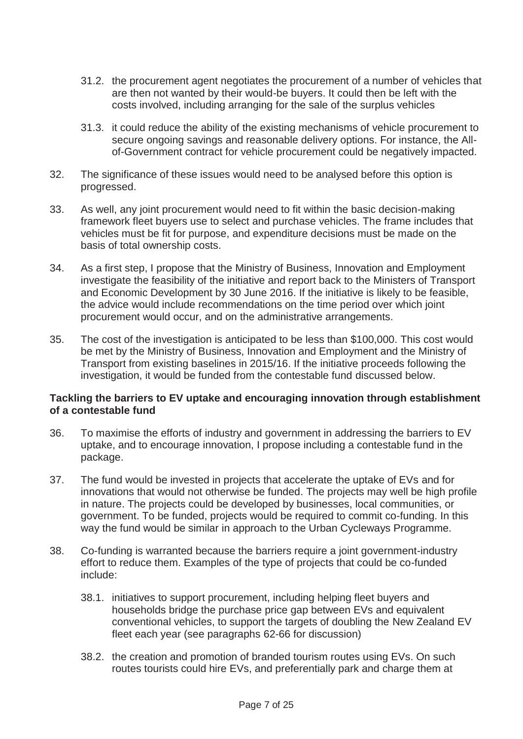31.2. the procurement agent negotiates the procurement of a number of vehicles that are then not wanted by their would-be buyers. It could then be left with the costs involved, including arranging for the sale of the surplus vehicles

31.3. it could reduce the ability of the existing mechanisms of vehicle procurement to secure ongoing savings and reasonable delivery options. For instance, the All-of-Government contract for vehicle procurement could be negatively impacted.

32. The significance of these issues would need to be analysed before this option is progressed.

33. As well, any joint procurement would need to fit within the basic decision-making framework fleet buyers use to select and purchase vehicles. The frame includes that vehicles must be fit for purpose, and expenditure decisions must be made on the basis of total ownership costs.

34. As a first step, I propose that the Ministry of Business, Innovation and Employment investigate the feasibility of the initiative and report back to the Ministers of Transport and Economic Development by 30 June 2016. If the initiative is likely to be feasible, the advice would include recommendations on the time period over which joint procurement would occur, and on the administrative arrangements.

35. The cost of the investigation is anticipated to be less than $100,000. This cost would be met by the Ministry of Business, Innovation and Employment and the Ministry of Transport from existing baselines in 2015/16. If the initiative proceeds following the investigation, it would be funded from the contestable fund discussed below.

**Tackling the barriers to EV uptake and encouraging innovation through establishment of a contestable fund**

36. To maximise the efforts of industry and government in addressing the barriers to EV uptake, and to encourage innovation, I propose including a contestable fund in the package.

37. The fund would be invested in projects that accelerate the uptake of EVs and for innovations that would not otherwise be funded. The projects may well be high profile in nature. The projects could be developed by businesses, local communities, or government. To be funded, projects would be required to commit co-funding. In this way the fund would be similar in approach to the Urban Cycleways Programme.

38. Co-funding is warranted because the barriers require a joint government-industry effort to reduce them. Examples of the type of projects that could be co-funded include:

38.1. initiatives to support procurement, including helping fleet buyers and households bridge the purchase price gap between EVs and equivalent conventional vehicles, to support the targets of doubling the New Zealand EV fleet each year (see paragraphs 62-66 for discussion)

38.2. the creation and promotion of branded tourism routes using EVs. On such routes tourists could hire EVs, and preferentially park and charge them at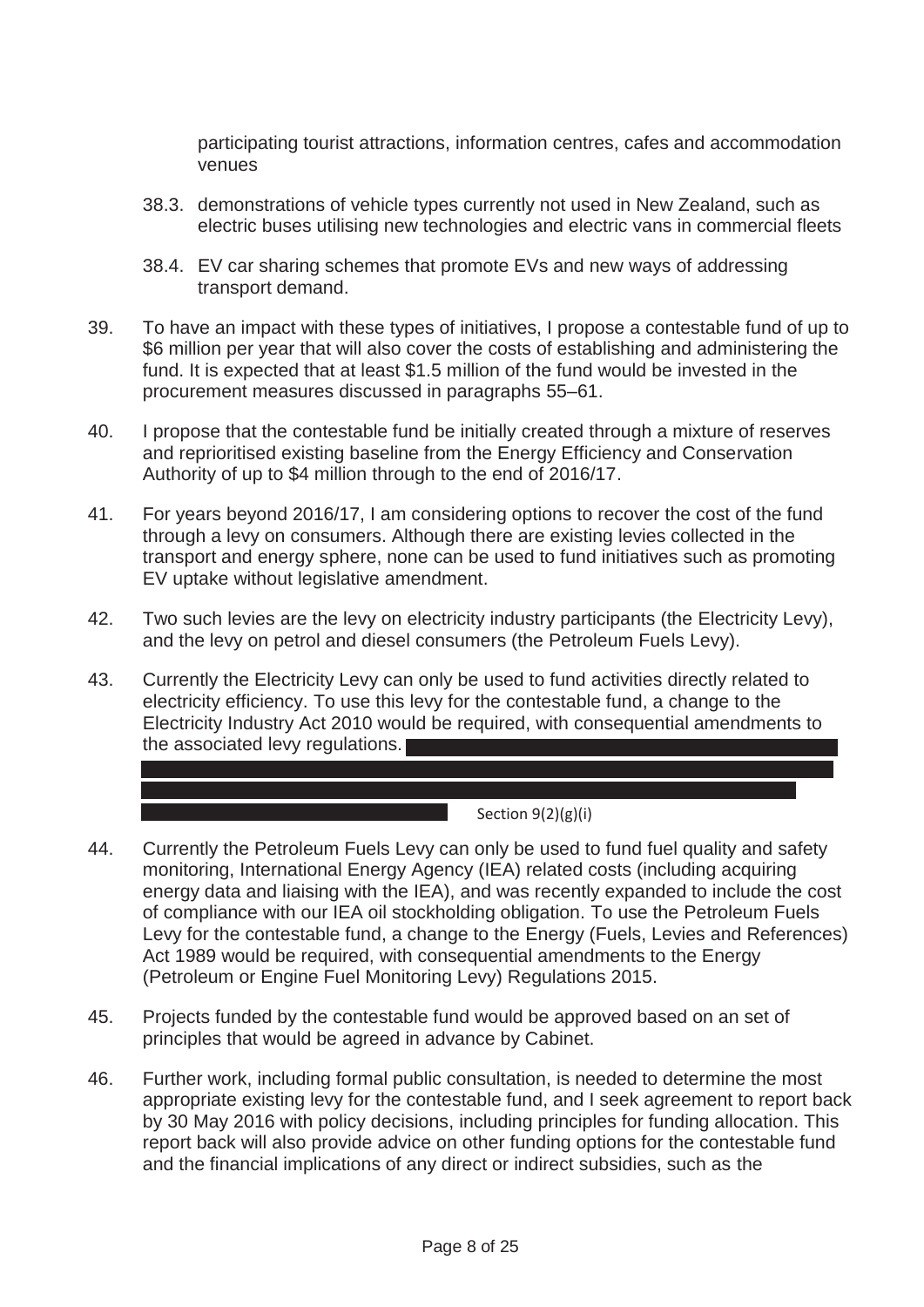participating tourist attractions, information centres, cafes and accommodation venues

38.3. demonstrations of vehicle types currently not used in New Zealand, such as electric buses utilising new technologies and electric vans in commercial fleets

38.4. EV car sharing schemes that promote EVs and new ways of addressing transport demand.

39. To have an impact with these types of initiatives, I propose a contestable fund of up to $6 million per year that will also cover the costs of establishing and administering the fund. It is expected that at least $1.5 million of the fund would be invested in the procurement measures discussed in paragraphs 55–61.

40. I propose that the contestable fund be initially created through a mixture of reserves and reprioritised existing baseline from the Energy Efficiency and Conservation Authority of up to $4 million through to the end of 2016/17.

41. For years beyond 2016/17, I am considering options to recover the cost of the fund through a levy on consumers. Although there are existing levies collected in the transport and energy sphere, none can be used to fund initiatives such as promoting EV uptake without legislative amendment.

42. Two such levies are the levy on electricity industry participants (the Electricity Levy), and the levy on petrol and diesel consumers (the Petroleum Fuels Levy).

43. Currently the Electricity Levy can only be used to fund activities directly related to electricity efficiency. To use this levy for the contestable fund, a change to the Electricity Industry Act 2010 would be required, with consequential amendments to the associated levy regulations. [Redacted] Section 9(2)(g)(i)

44. Currently the Petroleum Fuels Levy can only be used to fund fuel quality and safety monitoring, International Energy Agency (IEA) related costs (including acquiring energy data and liaising with the IEA), and was recently expanded to include the cost of compliance with our IEA oil stockholding obligation. To use the Petroleum Fuels Levy for the contestable fund, a change to the Energy (Fuels, Levies and References) Act 1989 would be required, with consequential amendments to the Energy (Petroleum or Engine Fuel Monitoring Levy) Regulations 2015.

45. Projects funded by the contestable fund would be approved based on an set of principles that would be agreed in advance by Cabinet.

46. Further work, including formal public consultation, is needed to determine the most appropriate existing levy for the contestable fund, and I seek agreement to report back by 30 May 2016 with policy decisions, including principles for funding allocation. This report back will also provide advice on other funding options for the contestable fund and the financial implications of any direct or indirect subsidies, such as the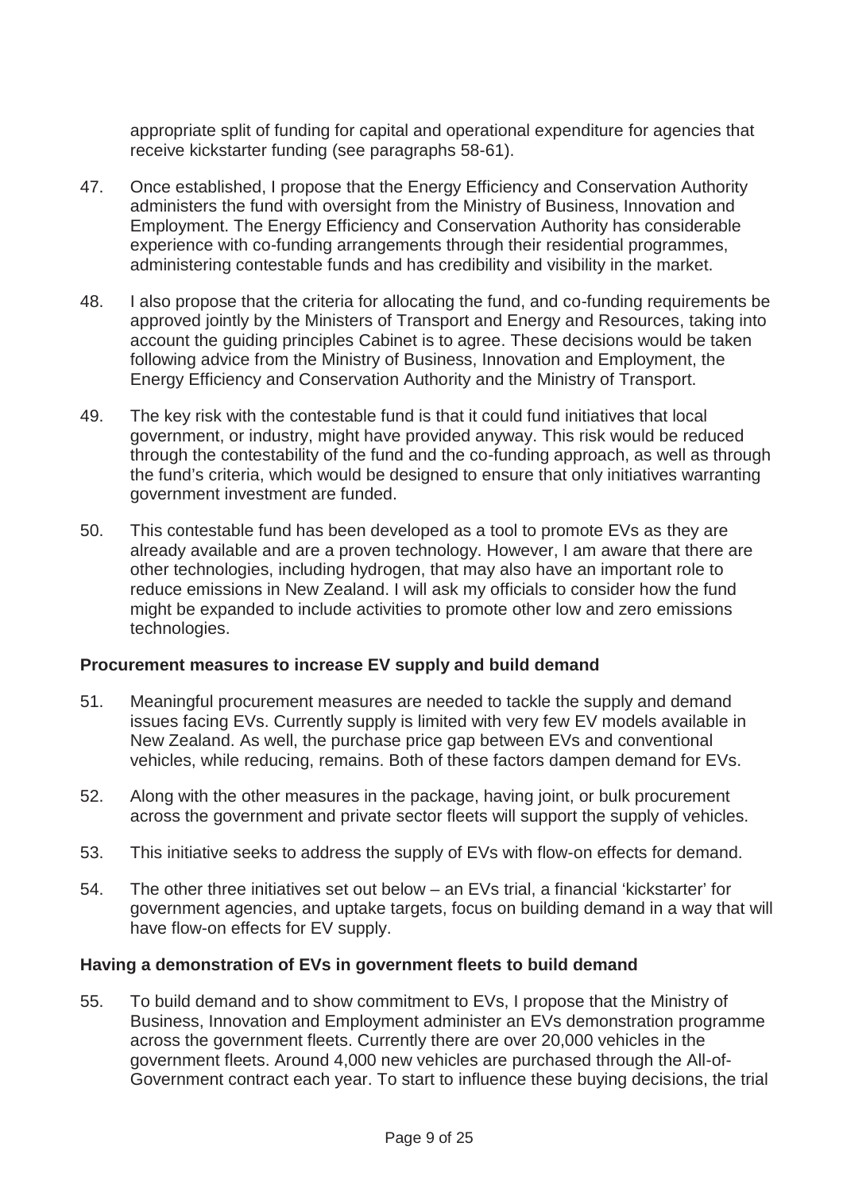appropriate split of funding for capital and operational expenditure for agencies that receive kickstarter funding (see paragraphs 58-61).

47. Once established, I propose that the Energy Efficiency and Conservation Authority administers the fund with oversight from the Ministry of Business, Innovation and Employment. The Energy Efficiency and Conservation Authority has considerable experience with co-funding arrangements through their residential programmes, administering contestable funds and has credibility and visibility in the market.

48. I also propose that the criteria for allocating the fund, and co-funding requirements be approved jointly by the Ministers of Transport and Energy and Resources, taking into account the guiding principles Cabinet is to agree. These decisions would be taken following advice from the Ministry of Business, Innovation and Employment, the Energy Efficiency and Conservation Authority and the Ministry of Transport.

49. The key risk with the contestable fund is that it could fund initiatives that local government, or industry, might have provided anyway. This risk would be reduced through the contestability of the fund and the co-funding approach, as well as through the fund's criteria, which would be designed to ensure that only initiatives warranting government investment are funded.

50. This contestable fund has been developed as a tool to promote EVs as they are already available and are a proven technology. However, I am aware that there are other technologies, including hydrogen, that may also have an important role to reduce emissions in New Zealand. I will ask my officials to consider how the fund might be expanded to include activities to promote other low and zero emissions technologies.

**Procurement measures to increase EV supply and build demand**

51. Meaningful procurement measures are needed to tackle the supply and demand issues facing EVs. Currently supply is limited with very few EV models available in New Zealand. As well, the purchase price gap between EVs and conventional vehicles, while reducing, remains. Both of these factors dampen demand for EVs.

52. Along with the other measures in the package, having joint, or bulk procurement across the government and private sector fleets will support the supply of vehicles.

53. This initiative seeks to address the supply of EVs with flow-on effects for demand.

54. The other three initiatives set out below – an EVs trial, a financial 'kickstarter' for government agencies, and uptake targets, focus on building demand in a way that will have flow-on effects for EV supply.

**Having a demonstration of EVs in government fleets to build demand**

55. To build demand and to show commitment to EVs, I propose that the Ministry of Business, Innovation and Employment administer an EVs demonstration programme across the government fleets. Currently there are over 20,000 vehicles in the government fleets. Around 4,000 new vehicles are purchased through the All-of-Government contract each year. To start to influence these buying decisions, the trial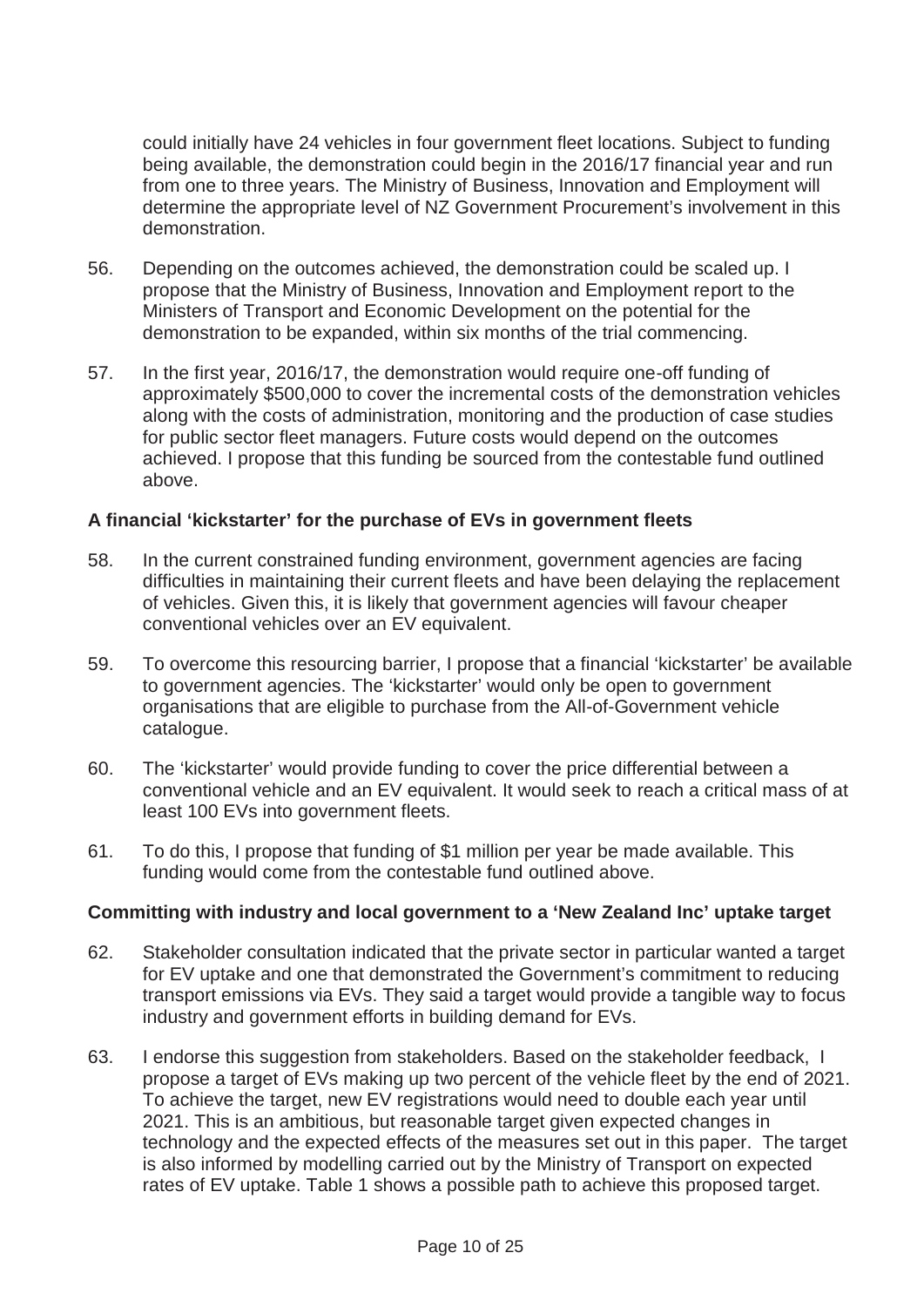could initially have 24 vehicles in four government fleet locations. Subject to funding being available, the demonstration could begin in the 2016/17 financial year and run from one to three years. The Ministry of Business, Innovation and Employment will determine the appropriate level of NZ Government Procurement's involvement in this demonstration.

56. Depending on the outcomes achieved, the demonstration could be scaled up. I propose that the Ministry of Business, Innovation and Employment report to the Ministers of Transport and Economic Development on the potential for the demonstration to be expanded, within six months of the trial commencing.

57. In the first year, 2016/17, the demonstration would require one-off funding of approximately $500,000 to cover the incremental costs of the demonstration vehicles along with the costs of administration, monitoring and the production of case studies for public sector fleet managers. Future costs would depend on the outcomes achieved. I propose that this funding be sourced from the contestable fund outlined above.

**A financial 'kickstarter' for the purchase of EVs in government fleets**

58. In the current constrained funding environment, government agencies are facing difficulties in maintaining their current fleets and have been delaying the replacement of vehicles. Given this, it is likely that government agencies will favour cheaper conventional vehicles over an EV equivalent.

59. To overcome this resourcing barrier, I propose that a financial 'kickstarter' be available to government agencies. The 'kickstarter' would only be open to government organisations that are eligible to purchase from the All-of-Government vehicle catalogue.

60. The 'kickstarter' would provide funding to cover the price differential between a conventional vehicle and an EV equivalent. It would seek to reach a critical mass of at least 100 EVs into government fleets.

61. To do this, I propose that funding of $1 million per year be made available. This funding would come from the contestable fund outlined above.

**Committing with industry and local government to a 'New Zealand Inc' uptake target**

62. Stakeholder consultation indicated that the private sector in particular wanted a target for EV uptake and one that demonstrated the Government's commitment to reducing transport emissions via EVs. They said a target would provide a tangible way to focus industry and government efforts in building demand for EVs.

63. I endorse this suggestion from stakeholders. Based on the stakeholder feedback, I propose a target of EVs making up two percent of the vehicle fleet by the end of 2021. To achieve the target, new EV registrations would need to double each year until 2021. This is an ambitious, but reasonable target given expected changes in technology and the expected effects of the measures set out in this paper. The target is also informed by modelling carried out by the Ministry of Transport on expected rates of EV uptake. Table 1 shows a possible path to achieve this proposed target.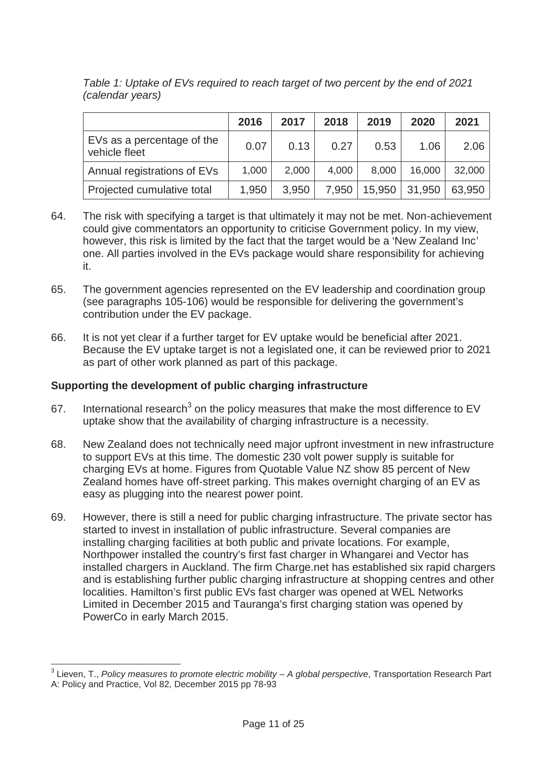*Table 1: Uptake of EVs required to reach target of two percent by the end of 2021 (calendar years)*

| | 2016 | 2017 | 2018 | 2019 | 2020 | 2021 |
|---|---|---|---|---|---|---|
| EVs as a percentage of the vehicle fleet | 0.07 | 0.13 | 0.27 | 0.53 | 1.06 | 2.06 |
| Annual registrations of EVs | 1,000 | 2,000 | 4,000 | 8,000 | 16,000 | 32,000 |
| Projected cumulative total | 1,950 | 3,950 | 7,950 | 15,950 | 31,950 | 63,950 |

64. The risk with specifying a target is that ultimately it may not be met. Non-achievement could give commentators an opportunity to criticise Government policy. In my view, however, this risk is limited by the fact that the target would be a 'New Zealand Inc' one. All parties involved in the EVs package would share responsibility for achieving it.

65. The government agencies represented on the EV leadership and coordination group (see paragraphs 105-106) would be responsible for delivering the government's contribution under the EV package.

66. It is not yet clear if a further target for EV uptake would be beneficial after 2021. Because the EV uptake target is not a legislated one, it can be reviewed prior to 2021 as part of other work planned as part of this package.

**Supporting the development of public charging infrastructure**

67. International research[3] on the policy measures that make the most difference to EV uptake show that the availability of charging infrastructure is a necessity.

68. New Zealand does not technically need major upfront investment in new infrastructure to support EVs at this time. The domestic 230 volt power supply is suitable for charging EVs at home. Figures from Quotable Value NZ show 85 percent of New Zealand homes have off-street parking. This makes overnight charging of an EV as easy as plugging into the nearest power point.

69. However, there is still a need for public charging infrastructure. The private sector has started to invest in installation of public infrastructure. Several companies are installing charging facilities at both public and private locations. For example, Northpower installed the country's first fast charger in Whangarei and Vector has installed chargers in Auckland. The firm Charge.net has established six rapid chargers and is establishing further public charging infrastructure at shopping centres and other localities. Hamilton's first public EVs fast charger was opened at WEL Networks Limited in December 2015 and Tauranga's first charging station was opened by PowerCo in early March 2015.

---

[3] Lieven, T., *Policy measures to promote electric mobility – A global perspective*, Transportation Research Part A: Policy and Practice, Vol 82, December 2015 pp 78-93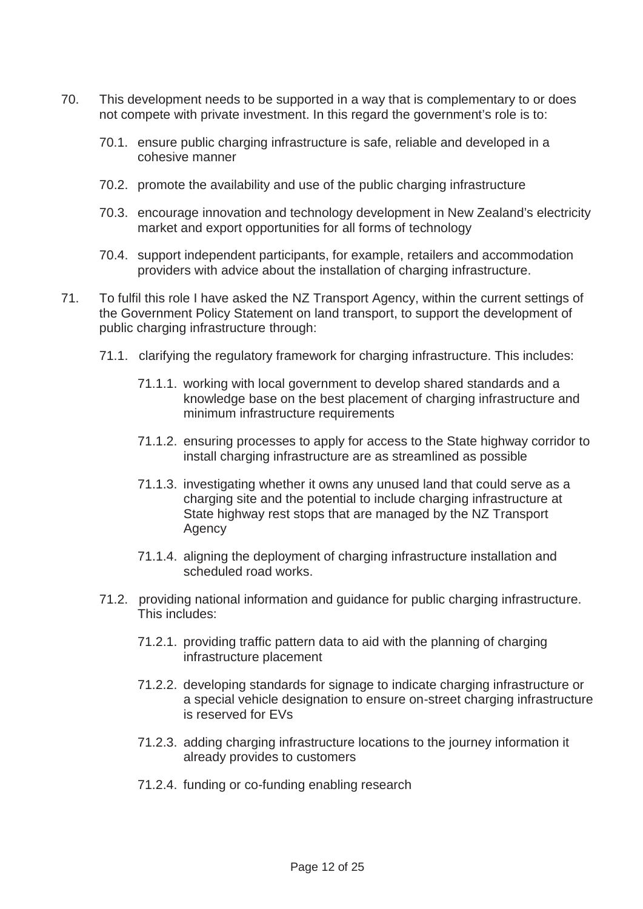70. This development needs to be supported in a way that is complementary to or does not compete with private investment. In this regard the government's role is to:

    70.1. ensure public charging infrastructure is safe, reliable and developed in a cohesive manner

    70.2. promote the availability and use of the public charging infrastructure

    70.3. encourage innovation and technology development in New Zealand's electricity market and export opportunities for all forms of technology

    70.4. support independent participants, for example, retailers and accommodation providers with advice about the installation of charging infrastructure.

71. To fulfil this role I have asked the NZ Transport Agency, within the current settings of the Government Policy Statement on land transport, to support the development of public charging infrastructure through:

    71.1. clarifying the regulatory framework for charging infrastructure. This includes:

        71.1.1. working with local government to develop shared standards and a knowledge base on the best placement of charging infrastructure and minimum infrastructure requirements

        71.1.2. ensuring processes to apply for access to the State highway corridor to install charging infrastructure are as streamlined as possible

        71.1.3. investigating whether it owns any unused land that could serve as a charging site and the potential to include charging infrastructure at State highway rest stops that are managed by the NZ Transport Agency

        71.1.4. aligning the deployment of charging infrastructure installation and scheduled road works.

    71.2. providing national information and guidance for public charging infrastructure. This includes:

        71.2.1. providing traffic pattern data to aid with the planning of charging infrastructure placement

        71.2.2. developing standards for signage to indicate charging infrastructure or a special vehicle designation to ensure on-street charging infrastructure is reserved for EVs

        71.2.3. adding charging infrastructure locations to the journey information it already provides to customers

        71.2.4. funding or co-funding enabling research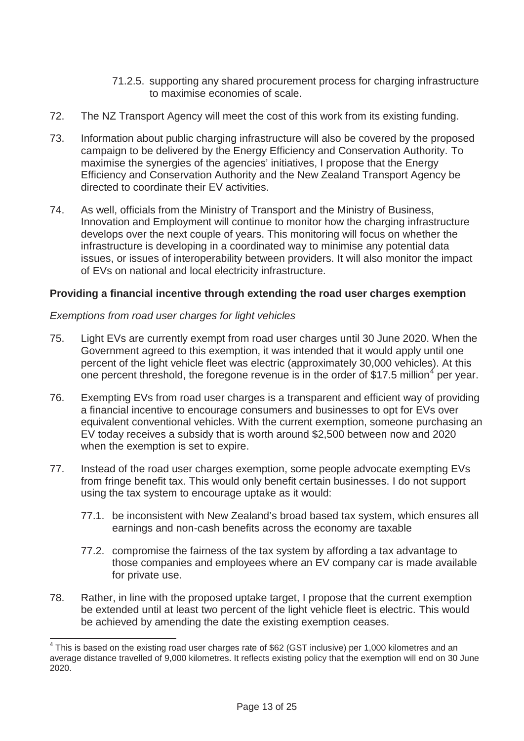71.2.5. supporting any shared procurement process for charging infrastructure to maximise economies of scale.

72. The NZ Transport Agency will meet the cost of this work from its existing funding.

73. Information about public charging infrastructure will also be covered by the proposed campaign to be delivered by the Energy Efficiency and Conservation Authority. To maximise the synergies of the agencies' initiatives, I propose that the Energy Efficiency and Conservation Authority and the New Zealand Transport Agency be directed to coordinate their EV activities.

74. As well, officials from the Ministry of Transport and the Ministry of Business, Innovation and Employment will continue to monitor how the charging infrastructure develops over the next couple of years. This monitoring will focus on whether the infrastructure is developing in a coordinated way to minimise any potential data issues, or issues of interoperability between providers. It will also monitor the impact of EVs on national and local electricity infrastructure.

**Providing a financial incentive through extending the road user charges exemption**

*Exemptions from road user charges for light vehicles*

75. Light EVs are currently exempt from road user charges until 30 June 2020. When the Government agreed to this exemption, it was intended that it would apply until one percent of the light vehicle fleet was electric (approximately 30,000 vehicles). At this one percent threshold, the foregone revenue is in the order of $17.5 million[4] per year.

76. Exempting EVs from road user charges is a transparent and efficient way of providing a financial incentive to encourage consumers and businesses to opt for EVs over equivalent conventional vehicles. With the current exemption, someone purchasing an EV today receives a subsidy that is worth around $2,500 between now and 2020 when the exemption is set to expire.

77. Instead of the road user charges exemption, some people advocate exempting EVs from fringe benefit tax. This would only benefit certain businesses. I do not support using the tax system to encourage uptake as it would:

    77.1. be inconsistent with New Zealand's broad based tax system, which ensures all earnings and non-cash benefits across the economy are taxable

    77.2. compromise the fairness of the tax system by affording a tax advantage to those companies and employees where an EV company car is made available for private use.

78. Rather, in line with the proposed uptake target, I propose that the current exemption be extended until at least two percent of the light vehicle fleet is electric. This would be achieved by amending the date the existing exemption ceases.

---

[4] This is based on the existing road user charges rate of $62 (GST inclusive) per 1,000 kilometres and an average distance travelled of 9,000 kilometres. It reflects existing policy that the exemption will end on 30 June 2020.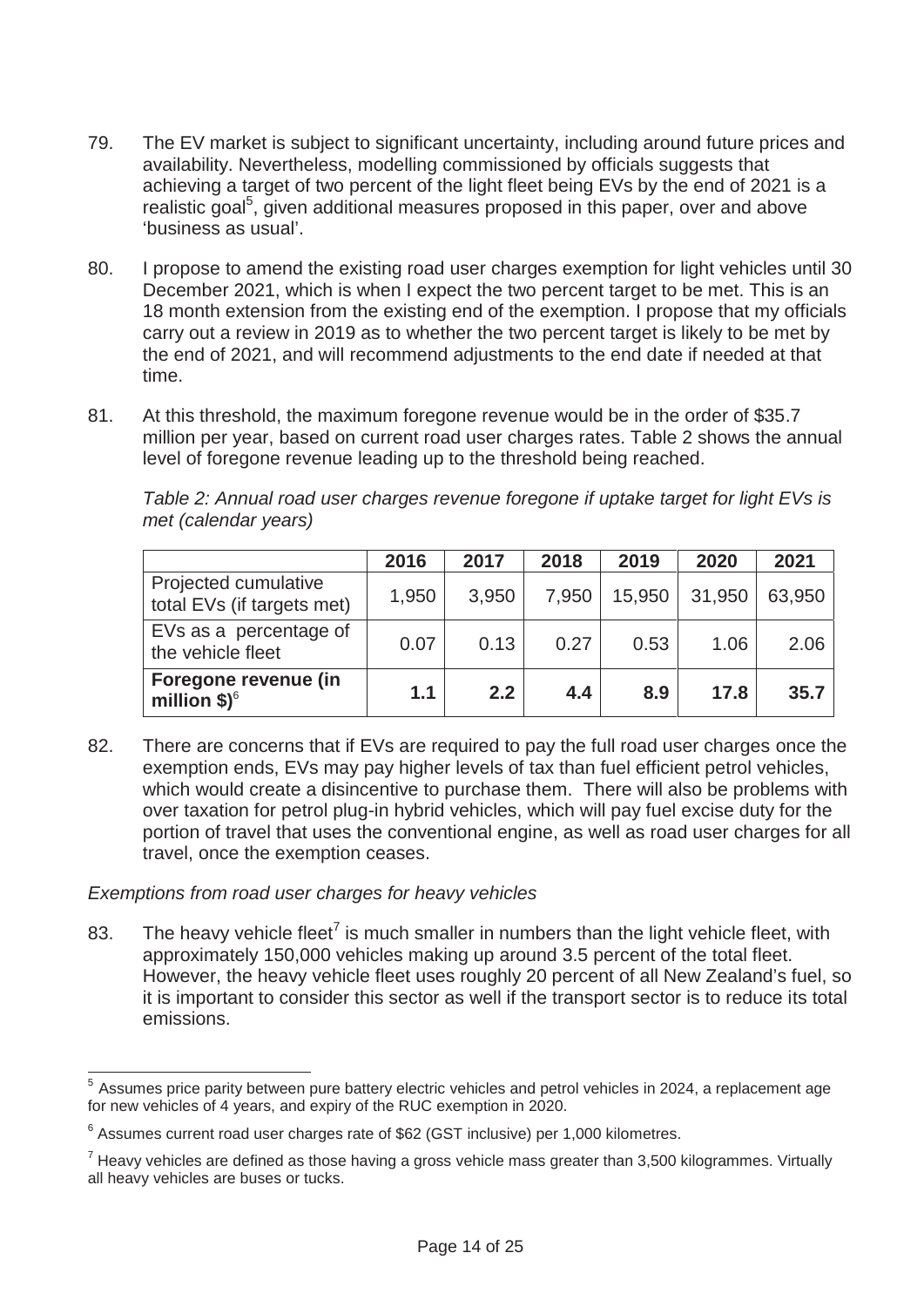79. The EV market is subject to significant uncertainty, including around future prices and availability. Nevertheless, modelling commissioned by officials suggests that achieving a target of two percent of the light fleet being EVs by the end of 2021 is a realistic goal[5], given additional measures proposed in this paper, over and above 'business as usual'.

80. I propose to amend the existing road user charges exemption for light vehicles until 30 December 2021, which is when I expect the two percent target to be met. This is an 18 month extension from the existing end of the exemption. I propose that my officials carry out a review in 2019 as to whether the two percent target is likely to be met by the end of 2021, and will recommend adjustments to the end date if needed at that time.

81. At this threshold, the maximum foregone revenue would be in the order of $35.7 million per year, based on current road user charges rates. Table 2 shows the annual level of foregone revenue leading up to the threshold being reached.

*Table 2: Annual road user charges revenue foregone if uptake target for light EVs is met (calendar years)*

| | 2016 | 2017 | 2018 | 2019 | 2020 | 2021 |
|---|---|---|---|---|---|---|
| Projected cumulative total EVs (if targets met) | 1,950 | 3,950 | 7,950 | 15,950 | 31,950 | 63,950 |
| EVs as a percentage of the vehicle fleet | 0.07 | 0.13 | 0.27 | 0.53 | 1.06 | 2.06 |
| **Foregone revenue (in million $)**[6] | **1.1** | **2.2** | **4.4** | **8.9** | **17.8** | **35.7** |

82. There are concerns that if EVs are required to pay the full road user charges once the exemption ends, EVs may pay higher levels of tax than fuel efficient petrol vehicles, which would create a disincentive to purchase them. There will also be problems with over taxation for petrol plug-in hybrid vehicles, which will pay fuel excise duty for the portion of travel that uses the conventional engine, as well as road user charges for all travel, once the exemption ceases.

*Exemptions from road user charges for heavy vehicles*

83. The heavy vehicle fleet[7] is much smaller in numbers than the light vehicle fleet, with approximately 150,000 vehicles making up around 3.5 percent of the total fleet. However, the heavy vehicle fleet uses roughly 20 percent of all New Zealand's fuel, so it is important to consider this sector as well if the transport sector is to reduce its total emissions.

---

[5] Assumes price parity between pure battery electric vehicles and petrol vehicles in 2024, a replacement age for new vehicles of 4 years, and expiry of the RUC exemption in 2020.

[6] Assumes current road user charges rate of $62 (GST inclusive) per 1,000 kilometres.

[7] Heavy vehicles are defined as those having a gross vehicle mass greater than 3,500 kilogrammes. Virtually all heavy vehicles are buses or tucks.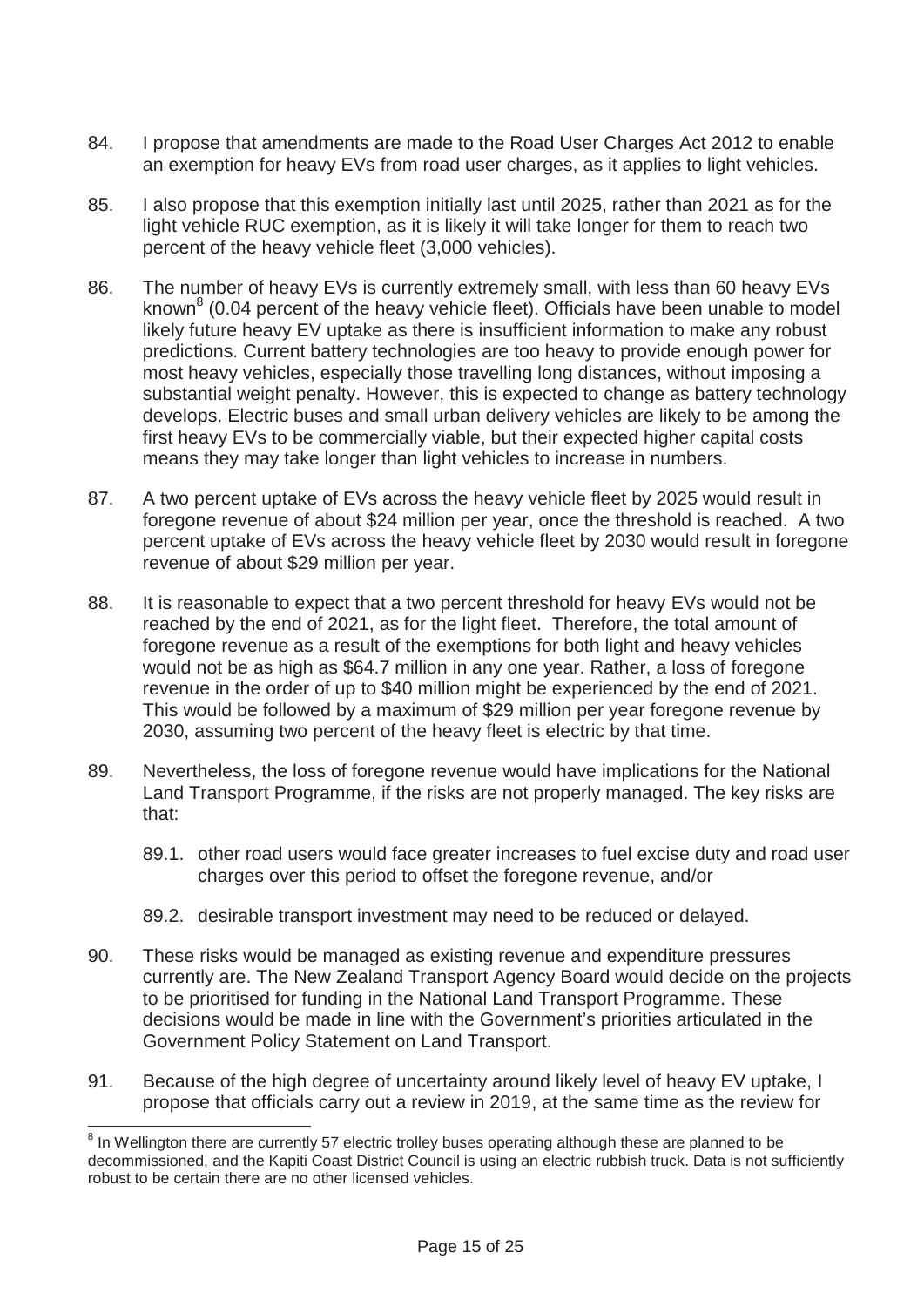84. I propose that amendments are made to the Road User Charges Act 2012 to enable an exemption for heavy EVs from road user charges, as it applies to light vehicles.

85. I also propose that this exemption initially last until 2025, rather than 2021 as for the light vehicle RUC exemption, as it is likely it will take longer for them to reach two percent of the heavy vehicle fleet (3,000 vehicles).

86. The number of heavy EVs is currently extremely small, with less than 60 heavy EVs known[8] (0.04 percent of the heavy vehicle fleet). Officials have been unable to model likely future heavy EV uptake as there is insufficient information to make any robust predictions. Current battery technologies are too heavy to provide enough power for most heavy vehicles, especially those travelling long distances, without imposing a substantial weight penalty. However, this is expected to change as battery technology develops. Electric buses and small urban delivery vehicles are likely to be among the first heavy EVs to be commercially viable, but their expected higher capital costs means they may take longer than light vehicles to increase in numbers.

87. A two percent uptake of EVs across the heavy vehicle fleet by 2025 would result in foregone revenue of about $24 million per year, once the threshold is reached. A two percent uptake of EVs across the heavy vehicle fleet by 2030 would result in foregone revenue of about $29 million per year.

88. It is reasonable to expect that a two percent threshold for heavy EVs would not be reached by the end of 2021, as for the light fleet. Therefore, the total amount of foregone revenue as a result of the exemptions for both light and heavy vehicles would not be as high as $64.7 million in any one year. Rather, a loss of foregone revenue in the order of up to $40 million might be experienced by the end of 2021. This would be followed by a maximum of $29 million per year foregone revenue by 2030, assuming two percent of the heavy fleet is electric by that time.

89. Nevertheless, the loss of foregone revenue would have implications for the National Land Transport Programme, if the risks are not properly managed. The key risks are that:

    89.1. other road users would face greater increases to fuel excise duty and road user charges over this period to offset the foregone revenue, and/or

    89.2. desirable transport investment may need to be reduced or delayed.

90. These risks would be managed as existing revenue and expenditure pressures currently are. The New Zealand Transport Agency Board would decide on the projects to be prioritised for funding in the National Land Transport Programme. These decisions would be made in line with the Government's priorities articulated in the Government Policy Statement on Land Transport.

91. Because of the high degree of uncertainty around likely level of heavy EV uptake, I propose that officials carry out a review in 2019, at the same time as the review for

[8] In Wellington there are currently 57 electric trolley buses operating although these are planned to be decommissioned, and the Kapiti Coast District Council is using an electric rubbish truck. Data is not sufficiently robust to be certain there are no other licensed vehicles.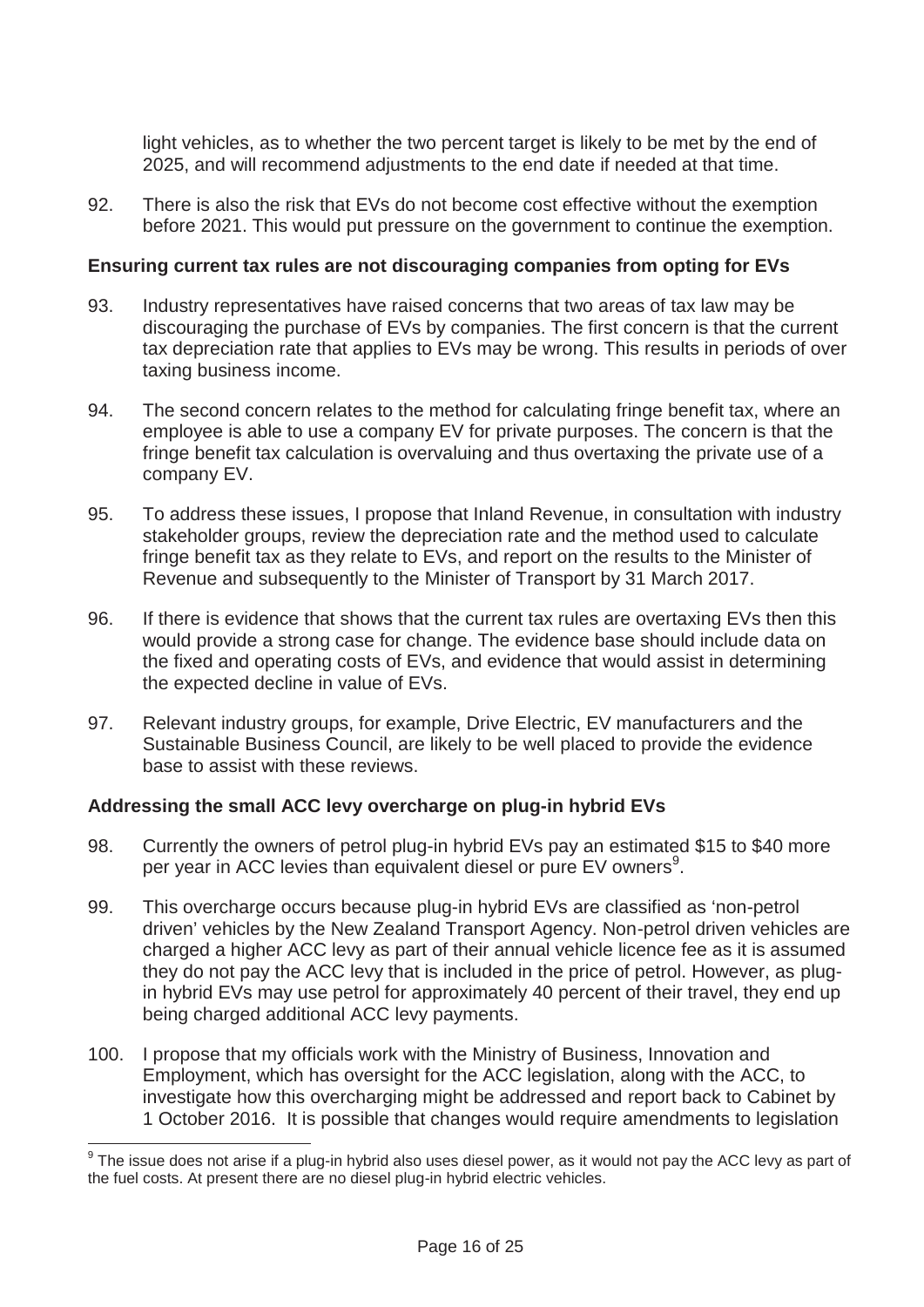light vehicles, as to whether the two percent target is likely to be met by the end of 2025, and will recommend adjustments to the end date if needed at that time.

92. There is also the risk that EVs do not become cost effective without the exemption before 2021. This would put pressure on the government to continue the exemption.

**Ensuring current tax rules are not discouraging companies from opting for EVs**

93. Industry representatives have raised concerns that two areas of tax law may be discouraging the purchase of EVs by companies. The first concern is that the current tax depreciation rate that applies to EVs may be wrong. This results in periods of over taxing business income.

94. The second concern relates to the method for calculating fringe benefit tax, where an employee is able to use a company EV for private purposes. The concern is that the fringe benefit tax calculation is overvaluing and thus overtaxing the private use of a company EV.

95. To address these issues, I propose that Inland Revenue, in consultation with industry stakeholder groups, review the depreciation rate and the method used to calculate fringe benefit tax as they relate to EVs, and report on the results to the Minister of Revenue and subsequently to the Minister of Transport by 31 March 2017.

96. If there is evidence that shows that the current tax rules are overtaxing EVs then this would provide a strong case for change. The evidence base should include data on the fixed and operating costs of EVs, and evidence that would assist in determining the expected decline in value of EVs.

97. Relevant industry groups, for example, Drive Electric, EV manufacturers and the Sustainable Business Council, are likely to be well placed to provide the evidence base to assist with these reviews.

**Addressing the small ACC levy overcharge on plug-in hybrid EVs**

98. Currently the owners of petrol plug-in hybrid EVs pay an estimated $15 to $40 more per year in ACC levies than equivalent diesel or pure EV owners[9].

99. This overcharge occurs because plug-in hybrid EVs are classified as 'non-petrol driven' vehicles by the New Zealand Transport Agency. Non-petrol driven vehicles are charged a higher ACC levy as part of their annual vehicle licence fee as it is assumed they do not pay the ACC levy that is included in the price of petrol. However, as plug-in hybrid EVs may use petrol for approximately 40 percent of their travel, they end up being charged additional ACC levy payments.

100. I propose that my officials work with the Ministry of Business, Innovation and Employment, which has oversight for the ACC legislation, along with the ACC, to investigate how this overcharging might be addressed and report back to Cabinet by 1 October 2016. It is possible that changes would require amendments to legislation

[9] The issue does not arise if a plug-in hybrid also uses diesel power, as it would not pay the ACC levy as part of the fuel costs. At present there are no diesel plug-in hybrid electric vehicles.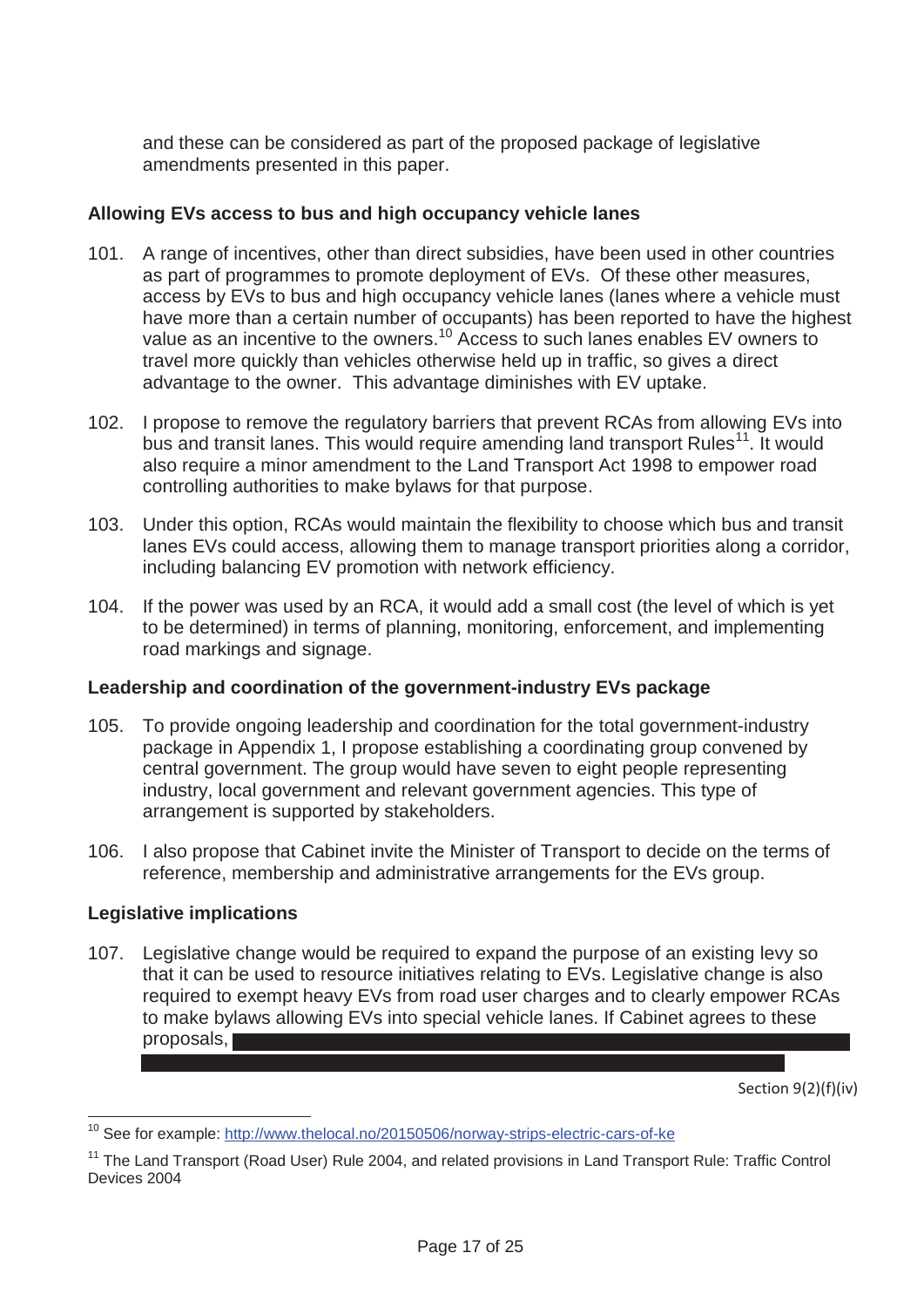and these can be considered as part of the proposed package of legislative amendments presented in this paper.

### Allowing EVs access to bus and high occupancy vehicle lanes

101. A range of incentives, other than direct subsidies, have been used in other countries as part of programmes to promote deployment of EVs. Of these other measures, access by EVs to bus and high occupancy vehicle lanes (lanes where a vehicle must have more than a certain number of occupants) has been reported to have the highest value as an incentive to the owners.[10] Access to such lanes enables EV owners to travel more quickly than vehicles otherwise held up in traffic, so gives a direct advantage to the owner. This advantage diminishes with EV uptake.

102. I propose to remove the regulatory barriers that prevent RCAs from allowing EVs into bus and transit lanes. This would require amending land transport Rules[11]. It would also require a minor amendment to the Land Transport Act 1998 to empower road controlling authorities to make bylaws for that purpose.

103. Under this option, RCAs would maintain the flexibility to choose which bus and transit lanes EVs could access, allowing them to manage transport priorities along a corridor, including balancing EV promotion with network efficiency.

104. If the power was used by an RCA, it would add a small cost (the level of which is yet to be determined) in terms of planning, monitoring, enforcement, and implementing road markings and signage.

### Leadership and coordination of the government-industry EVs package

105. To provide ongoing leadership and coordination for the total government-industry package in Appendix 1, I propose establishing a coordinating group convened by central government. The group would have seven to eight people representing industry, local government and relevant government agencies. This type of arrangement is supported by stakeholders.

106. I also propose that Cabinet invite the Minister of Transport to decide on the terms of reference, membership and administrative arrangements for the EVs group.

### Legislative implications

107. Legislative change would be required to expand the purpose of an existing levy so that it can be used to resource initiatives relating to EVs. Legislative change is also required to exempt heavy EVs from road user charges and to clearly empower RCAs to make bylaws allowing EVs into special vehicle lanes. If Cabinet agrees to these proposals, [redacted]

Section 9(2)(f)(iv)

---

[10] See for example: http://www.thelocal.no/20150506/norway-strips-electric-cars-of-ke

[11] The Land Transport (Road User) Rule 2004, and related provisions in Land Transport Rule: Traffic Control Devices 2004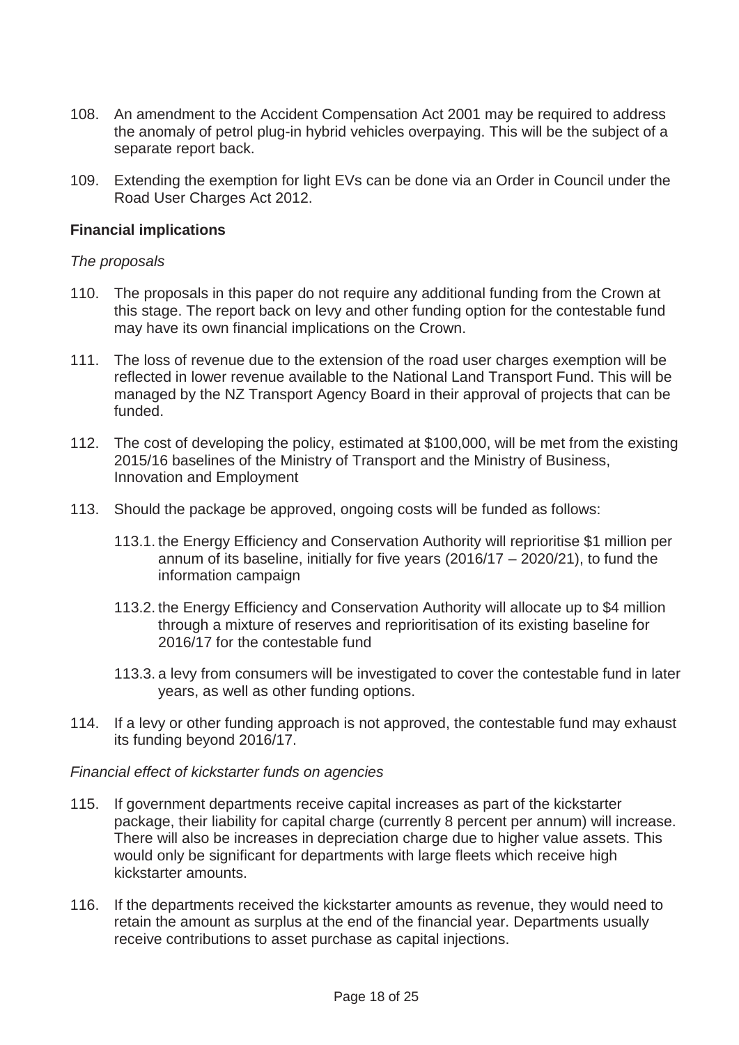108. An amendment to the Accident Compensation Act 2001 may be required to address the anomaly of petrol plug-in hybrid vehicles overpaying. This will be the subject of a separate report back.

109. Extending the exemption for light EVs can be done via an Order in Council under the Road User Charges Act 2012.

### Financial implications

*The proposals*

110. The proposals in this paper do not require any additional funding from the Crown at this stage. The report back on levy and other funding option for the contestable fund may have its own financial implications on the Crown.

111. The loss of revenue due to the extension of the road user charges exemption will be reflected in lower revenue available to the National Land Transport Fund. This will be managed by the NZ Transport Agency Board in their approval of projects that can be funded.

112. The cost of developing the policy, estimated at $100,000, will be met from the existing 2015/16 baselines of the Ministry of Transport and the Ministry of Business, Innovation and Employment

113. Should the package be approved, ongoing costs will be funded as follows:

    113.1. the Energy Efficiency and Conservation Authority will reprioritise $1 million per annum of its baseline, initially for five years (2016/17 – 2020/21), to fund the information campaign

    113.2. the Energy Efficiency and Conservation Authority will allocate up to $4 million through a mixture of reserves and reprioritisation of its existing baseline for 2016/17 for the contestable fund

    113.3. a levy from consumers will be investigated to cover the contestable fund in later years, as well as other funding options.

114. If a levy or other funding approach is not approved, the contestable fund may exhaust its funding beyond 2016/17.

*Financial effect of kickstarter funds on agencies*

115. If government departments receive capital increases as part of the kickstarter package, their liability for capital charge (currently 8 percent per annum) will increase. There will also be increases in depreciation charge due to higher value assets. This would only be significant for departments with large fleets which receive high kickstarter amounts.

116. If the departments received the kickstarter amounts as revenue, they would need to retain the amount as surplus at the end of the financial year. Departments usually receive contributions to asset purchase as capital injections.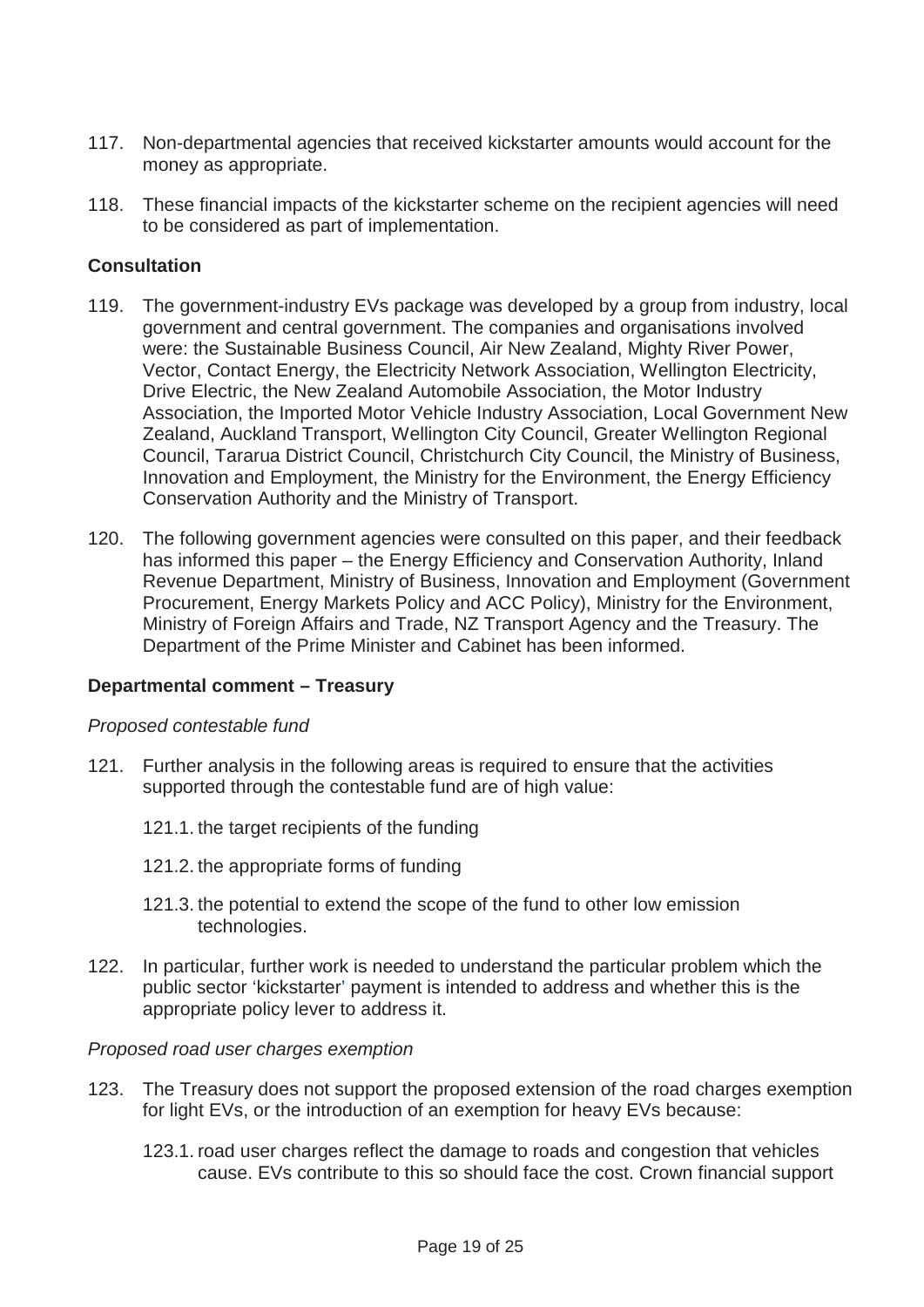117. Non-departmental agencies that received kickstarter amounts would account for the money as appropriate.

118. These financial impacts of the kickstarter scheme on the recipient agencies will need to be considered as part of implementation.

**Consultation**

119. The government-industry EVs package was developed by a group from industry, local government and central government. The companies and organisations involved were: the Sustainable Business Council, Air New Zealand, Mighty River Power, Vector, Contact Energy, the Electricity Network Association, Wellington Electricity, Drive Electric, the New Zealand Automobile Association, the Motor Industry Association, the Imported Motor Vehicle Industry Association, Local Government New Zealand, Auckland Transport, Wellington City Council, Greater Wellington Regional Council, Tararua District Council, Christchurch City Council, the Ministry of Business, Innovation and Employment, the Ministry for the Environment, the Energy Efficiency Conservation Authority and the Ministry of Transport.

120. The following government agencies were consulted on this paper, and their feedback has informed this paper – the Energy Efficiency and Conservation Authority, Inland Revenue Department, Ministry of Business, Innovation and Employment (Government Procurement, Energy Markets Policy and ACC Policy), Ministry for the Environment, Ministry of Foreign Affairs and Trade, NZ Transport Agency and the Treasury. The Department of the Prime Minister and Cabinet has been informed.

**Departmental comment – Treasury**

*Proposed contestable fund*

121. Further analysis in the following areas is required to ensure that the activities supported through the contestable fund are of high value:

 121.1. the target recipients of the funding

 121.2. the appropriate forms of funding

 121.3. the potential to extend the scope of the fund to other low emission technologies.

122. In particular, further work is needed to understand the particular problem which the public sector 'kickstarter' payment is intended to address and whether this is the appropriate policy lever to address it.

*Proposed road user charges exemption*

123. The Treasury does not support the proposed extension of the road charges exemption for light EVs, or the introduction of an exemption for heavy EVs because:

 123.1. road user charges reflect the damage to roads and congestion that vehicles cause. EVs contribute to this so should face the cost. Crown financial support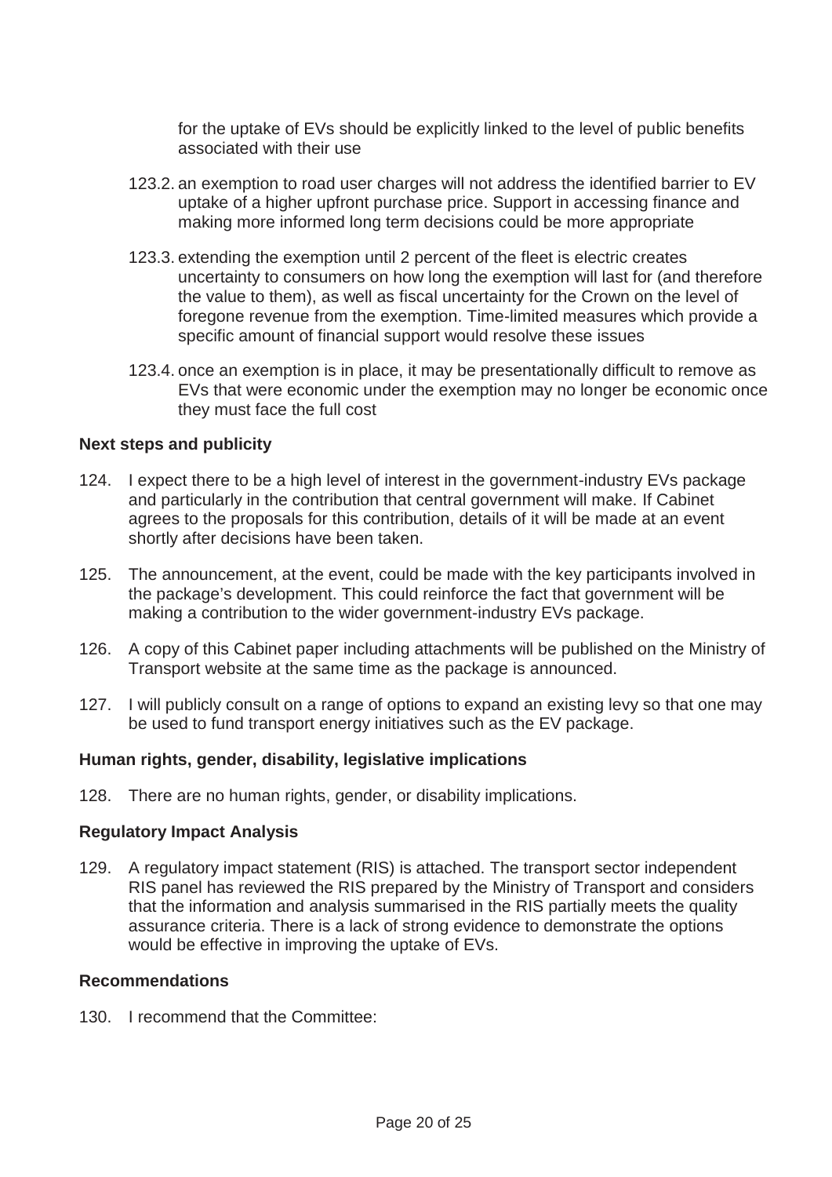for the uptake of EVs should be explicitly linked to the level of public benefits associated with their use

123.2. an exemption to road user charges will not address the identified barrier to EV uptake of a higher upfront purchase price. Support in accessing finance and making more informed long term decisions could be more appropriate

123.3. extending the exemption until 2 percent of the fleet is electric creates uncertainty to consumers on how long the exemption will last for (and therefore the value to them), as well as fiscal uncertainty for the Crown on the level of foregone revenue from the exemption. Time-limited measures which provide a specific amount of financial support would resolve these issues

123.4. once an exemption is in place, it may be presentationally difficult to remove as EVs that were economic under the exemption may no longer be economic once they must face the full cost

**Next steps and publicity**

124. I expect there to be a high level of interest in the government-industry EVs package and particularly in the contribution that central government will make. If Cabinet agrees to the proposals for this contribution, details of it will be made at an event shortly after decisions have been taken.

125. The announcement, at the event, could be made with the key participants involved in the package's development. This could reinforce the fact that government will be making a contribution to the wider government-industry EVs package.

126. A copy of this Cabinet paper including attachments will be published on the Ministry of Transport website at the same time as the package is announced.

127. I will publicly consult on a range of options to expand an existing levy so that one may be used to fund transport energy initiatives such as the EV package.

**Human rights, gender, disability, legislative implications**

128. There are no human rights, gender, or disability implications.

**Regulatory Impact Analysis**

129. A regulatory impact statement (RIS) is attached. The transport sector independent RIS panel has reviewed the RIS prepared by the Ministry of Transport and considers that the information and analysis summarised in the RIS partially meets the quality assurance criteria. There is a lack of strong evidence to demonstrate the options would be effective in improving the uptake of EVs.

**Recommendations**

130. I recommend that the Committee: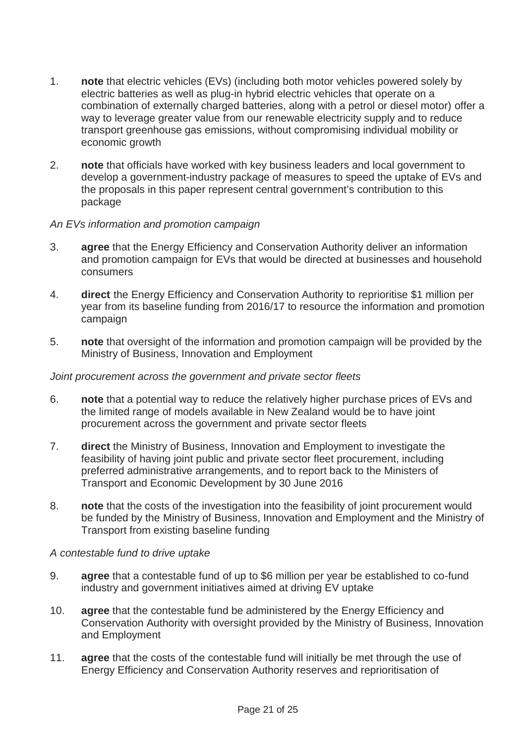1. **note** that electric vehicles (EVs) (including both motor vehicles powered solely by electric batteries as well as plug-in hybrid electric vehicles that operate on a combination of externally charged batteries, along with a petrol or diesel motor) offer a way to leverage greater value from our renewable electricity supply and to reduce transport greenhouse gas emissions, without compromising individual mobility or economic growth

2. **note** that officials have worked with key business leaders and local government to develop a government-industry package of measures to speed the uptake of EVs and the proposals in this paper represent central government's contribution to this package

*An EVs information and promotion campaign*

3. **agree** that the Energy Efficiency and Conservation Authority deliver an information and promotion campaign for EVs that would be directed at businesses and household consumers

4. **direct** the Energy Efficiency and Conservation Authority to reprioritise $1 million per year from its baseline funding from 2016/17 to resource the information and promotion campaign

5. **note** that oversight of the information and promotion campaign will be provided by the Ministry of Business, Innovation and Employment

*Joint procurement across the government and private sector fleets*

6. **note** that a potential way to reduce the relatively higher purchase prices of EVs and the limited range of models available in New Zealand would be to have joint procurement across the government and private sector fleets

7. **direct** the Ministry of Business, Innovation and Employment to investigate the feasibility of having joint public and private sector fleet procurement, including preferred administrative arrangements, and to report back to the Ministers of Transport and Economic Development by 30 June 2016

8. **note** that the costs of the investigation into the feasibility of joint procurement would be funded by the Ministry of Business, Innovation and Employment and the Ministry of Transport from existing baseline funding

*A contestable fund to drive uptake*

9. **agree** that a contestable fund of up to $6 million per year be established to co-fund industry and government initiatives aimed at driving EV uptake

10. **agree** that the contestable fund be administered by the Energy Efficiency and Conservation Authority with oversight provided by the Ministry of Business, Innovation and Employment

11. **agree** that the costs of the contestable fund will initially be met through the use of Energy Efficiency and Conservation Authority reserves and reprioritisation of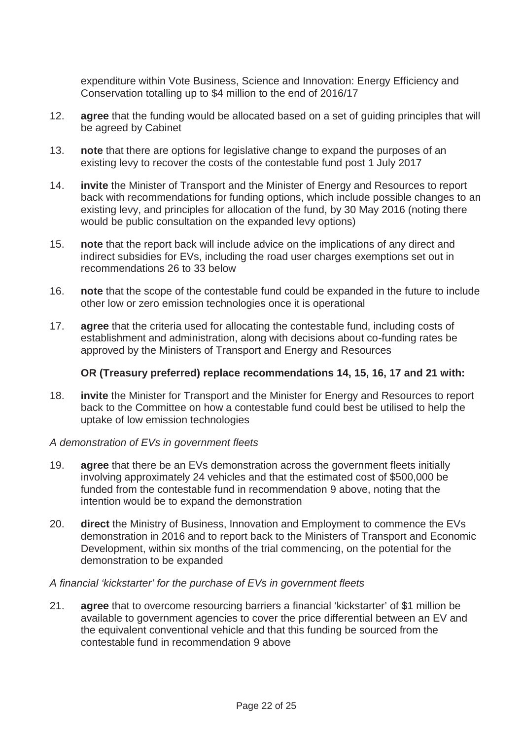expenditure within Vote Business, Science and Innovation: Energy Efficiency and Conservation totalling up to $4 million to the end of 2016/17

12. **agree** that the funding would be allocated based on a set of guiding principles that will be agreed by Cabinet

13. **note** that there are options for legislative change to expand the purposes of an existing levy to recover the costs of the contestable fund post 1 July 2017

14. **invite** the Minister of Transport and the Minister of Energy and Resources to report back with recommendations for funding options, which include possible changes to an existing levy, and principles for allocation of the fund, by 30 May 2016 (noting there would be public consultation on the expanded levy options)

15. **note** that the report back will include advice on the implications of any direct and indirect subsidies for EVs, including the road user charges exemptions set out in recommendations 26 to 33 below

16. **note** that the scope of the contestable fund could be expanded in the future to include other low or zero emission technologies once it is operational

17. **agree** that the criteria used for allocating the contestable fund, including costs of establishment and administration, along with decisions about co-funding rates be approved by the Ministers of Transport and Energy and Resources

    **OR (Treasury preferred) replace recommendations 14, 15, 16, 17 and 21 with:**

18. **invite** the Minister for Transport and the Minister for Energy and Resources to report back to the Committee on how a contestable fund could best be utilised to help the uptake of low emission technologies

*A demonstration of EVs in government fleets*

19. **agree** that there be an EVs demonstration across the government fleets initially involving approximately 24 vehicles and that the estimated cost of $500,000 be funded from the contestable fund in recommendation 9 above, noting that the intention would be to expand the demonstration

20. **direct** the Ministry of Business, Innovation and Employment to commence the EVs demonstration in 2016 and to report back to the Ministers of Transport and Economic Development, within six months of the trial commencing, on the potential for the demonstration to be expanded

*A financial 'kickstarter' for the purchase of EVs in government fleets*

21. **agree** that to overcome resourcing barriers a financial 'kickstarter' of $1 million be available to government agencies to cover the price differential between an EV and the equivalent conventional vehicle and that this funding be sourced from the contestable fund in recommendation 9 above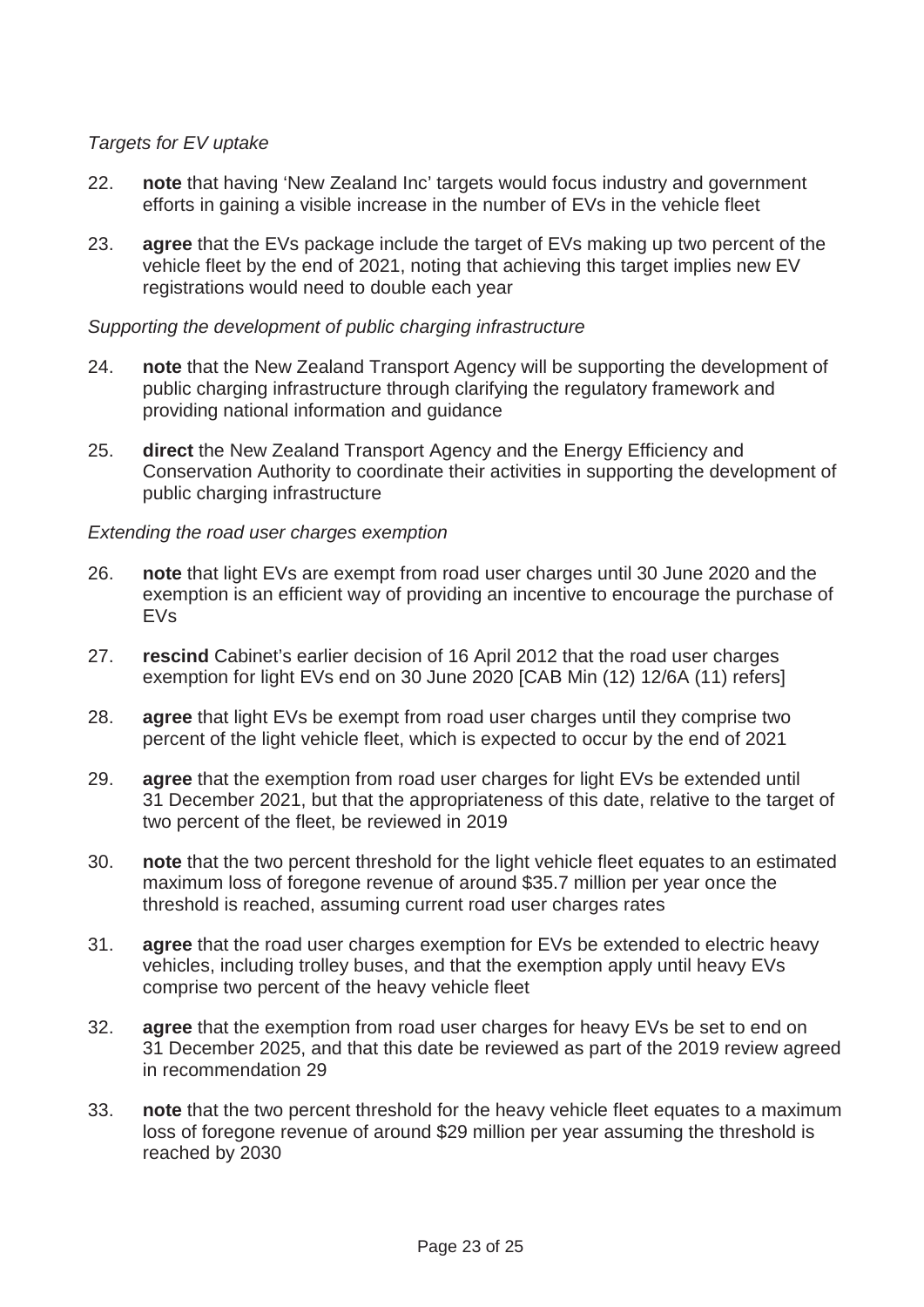*Targets for EV uptake*

22. **note** that having 'New Zealand Inc' targets would focus industry and government efforts in gaining a visible increase in the number of EVs in the vehicle fleet

23. **agree** that the EVs package include the target of EVs making up two percent of the vehicle fleet by the end of 2021, noting that achieving this target implies new EV registrations would need to double each year

*Supporting the development of public charging infrastructure*

24. **note** that the New Zealand Transport Agency will be supporting the development of public charging infrastructure through clarifying the regulatory framework and providing national information and guidance

25. **direct** the New Zealand Transport Agency and the Energy Efficiency and Conservation Authority to coordinate their activities in supporting the development of public charging infrastructure

*Extending the road user charges exemption*

26. **note** that light EVs are exempt from road user charges until 30 June 2020 and the exemption is an efficient way of providing an incentive to encourage the purchase of EVs

27. **rescind** Cabinet's earlier decision of 16 April 2012 that the road user charges exemption for light EVs end on 30 June 2020 [CAB Min (12) 12/6A (11) refers]

28. **agree** that light EVs be exempt from road user charges until they comprise two percent of the light vehicle fleet, which is expected to occur by the end of 2021

29. **agree** that the exemption from road user charges for light EVs be extended until 31 December 2021, but that the appropriateness of this date, relative to the target of two percent of the fleet, be reviewed in 2019

30. **note** that the two percent threshold for the light vehicle fleet equates to an estimated maximum loss of foregone revenue of around $35.7 million per year once the threshold is reached, assuming current road user charges rates

31. **agree** that the road user charges exemption for EVs be extended to electric heavy vehicles, including trolley buses, and that the exemption apply until heavy EVs comprise two percent of the heavy vehicle fleet

32. **agree** that the exemption from road user charges for heavy EVs be set to end on 31 December 2025, and that this date be reviewed as part of the 2019 review agreed in recommendation 29

33. **note** that the two percent threshold for the heavy vehicle fleet equates to a maximum loss of foregone revenue of around $29 million per year assuming the threshold is reached by 2030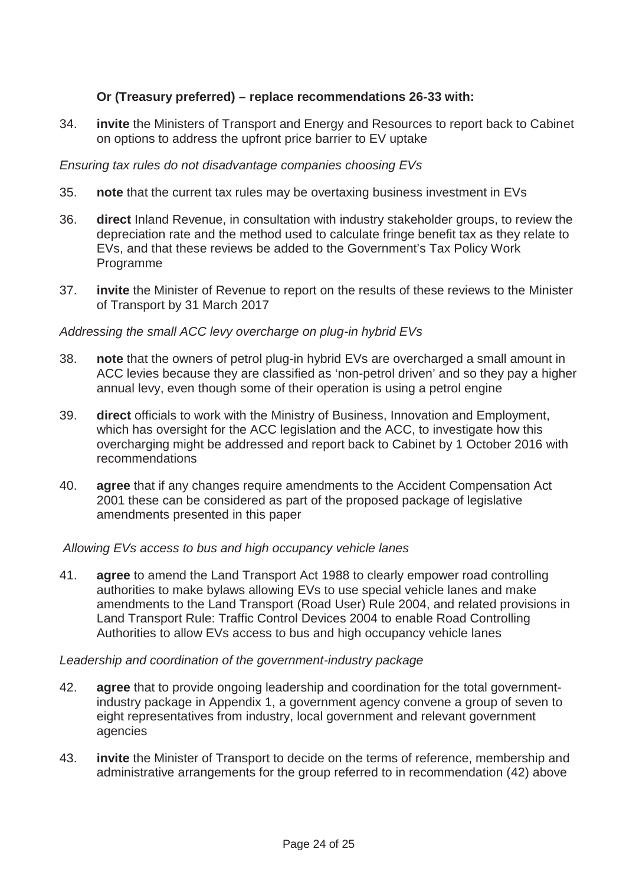**Or (Treasury preferred) – replace recommendations 26-33 with:**

34. **invite** the Ministers of Transport and Energy and Resources to report back to Cabinet on options to address the upfront price barrier to EV uptake

*Ensuring tax rules do not disadvantage companies choosing EVs*

35. **note** that the current tax rules may be overtaxing business investment in EVs

36. **direct** Inland Revenue, in consultation with industry stakeholder groups, to review the depreciation rate and the method used to calculate fringe benefit tax as they relate to EVs, and that these reviews be added to the Government's Tax Policy Work Programme

37. **invite** the Minister of Revenue to report on the results of these reviews to the Minister of Transport by 31 March 2017

*Addressing the small ACC levy overcharge on plug-in hybrid EVs*

38. **note** that the owners of petrol plug-in hybrid EVs are overcharged a small amount in ACC levies because they are classified as 'non-petrol driven' and so they pay a higher annual levy, even though some of their operation is using a petrol engine

39. **direct** officials to work with the Ministry of Business, Innovation and Employment, which has oversight for the ACC legislation and the ACC, to investigate how this overcharging might be addressed and report back to Cabinet by 1 October 2016 with recommendations

40. **agree** that if any changes require amendments to the Accident Compensation Act 2001 these can be considered as part of the proposed package of legislative amendments presented in this paper

*Allowing EVs access to bus and high occupancy vehicle lanes*

41. **agree** to amend the Land Transport Act 1988 to clearly empower road controlling authorities to make bylaws allowing EVs to use special vehicle lanes and make amendments to the Land Transport (Road User) Rule 2004, and related provisions in Land Transport Rule: Traffic Control Devices 2004 to enable Road Controlling Authorities to allow EVs access to bus and high occupancy vehicle lanes

*Leadership and coordination of the government-industry package*

42. **agree** that to provide ongoing leadership and coordination for the total government-industry package in Appendix 1, a government agency convene a group of seven to eight representatives from industry, local government and relevant government agencies

43. **invite** the Minister of Transport to decide on the terms of reference, membership and administrative arrangements for the group referred to in recommendation (42) above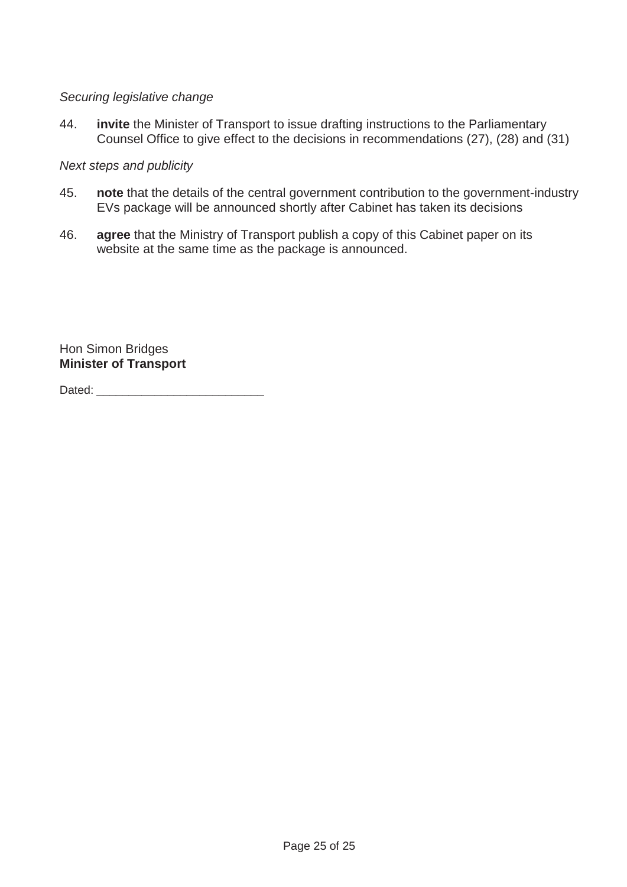*Securing legislative change*

44. **invite** the Minister of Transport to issue drafting instructions to the Parliamentary Counsel Office to give effect to the decisions in recommendations (27), (28) and (31)

*Next steps and publicity*

45. **note** that the details of the central government contribution to the government-industry EVs package will be announced shortly after Cabinet has taken its decisions

46. **agree** that the Ministry of Transport publish a copy of this Cabinet paper on its website at the same time as the package is announced.

Hon Simon Bridges
**Minister of Transport**

Dated: ___________________________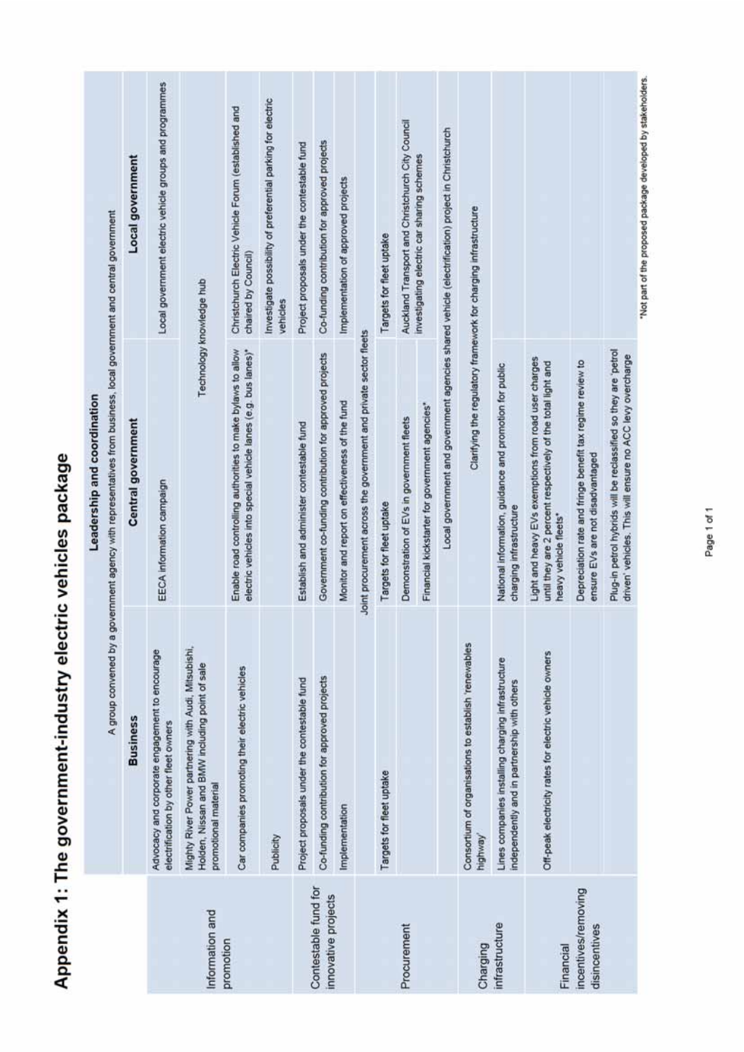# Appendix 1: The government-industry electric vehicles package

| | Business | Central government | Local government |
|---|---|---|---|
| | **Leadership and coordination** – A group convened by a government agency with representatives from business, local government and central government | | |
| Information and promotion | Advocacy and corporate engagement to encourage electrification by other fleet owners | EECA information campaign | Local government electric vehicle groups and programmes |
| | Mighty River Power partnering with Audi, Mitsubishi, Holden, Nissan and BMW including point of sale promotional material | Technology knowledge hub | Technology knowledge hub |
| | Car companies promoting their electric vehicles | Enable road controlling authorities to make bylaws to allow electric vehicles into special vehicle lanes (e.g. bus lanes)* | Christchurch Electric Vehicle Forum (established and chaired by Council) |
| | Publicity | | Investigate possibility of preferential parking for electric vehicles |
| Contestable fund for innovative projects | Project proposals under the contestable fund | Establish and administer contestable fund | Project proposals under the contestable fund |
| | Co-funding contribution for approved projects | Government co-funding contribution for approved projects | Co-funding contribution for approved projects |
| | Implementation | Monitor and report on effectiveness of the fund | Implementation of approved projects |
| Procurement | | Joint procurement across the government and private sector fleets | |
| | Targets for fleet uptake | Targets for fleet uptake | Targets for fleet uptake |
| | | Demonstration of EVs in government fleets | Auckland Transport and Christchurch City Council investigating electric car sharing schemes |
| | | Financial kickstarter for government agencies* | |
| | | Local government and government agencies shared vehicle (electrification) project in Christchurch | |
| Charging infrastructure | Consortium of organisations to establish 'renewables highway' | Clarifying the regulatory framework for charging infrastructure | |
| | Lines companies installing charging infrastructure independently and in partnership with others | National information, guidance and promotion for public charging infrastructure | |
| Financial incentives/removing disincentives | Off-peak electricity rates for electric vehicle owners | Light and heavy EVs exemptions from road user charges until they are 2 percent respectively of the total light and heavy vehicle fleets* | |
| | | Depreciation rate and fringe benefit tax regime review to ensure EVs are not disadvantaged | |
| | | Plug-in petrol hybrids will be reclassified so they are 'petrol driven' vehicles. This will ensure no ACC levy overcharge | |

*Not part of the proposed package developed by stakeholders.